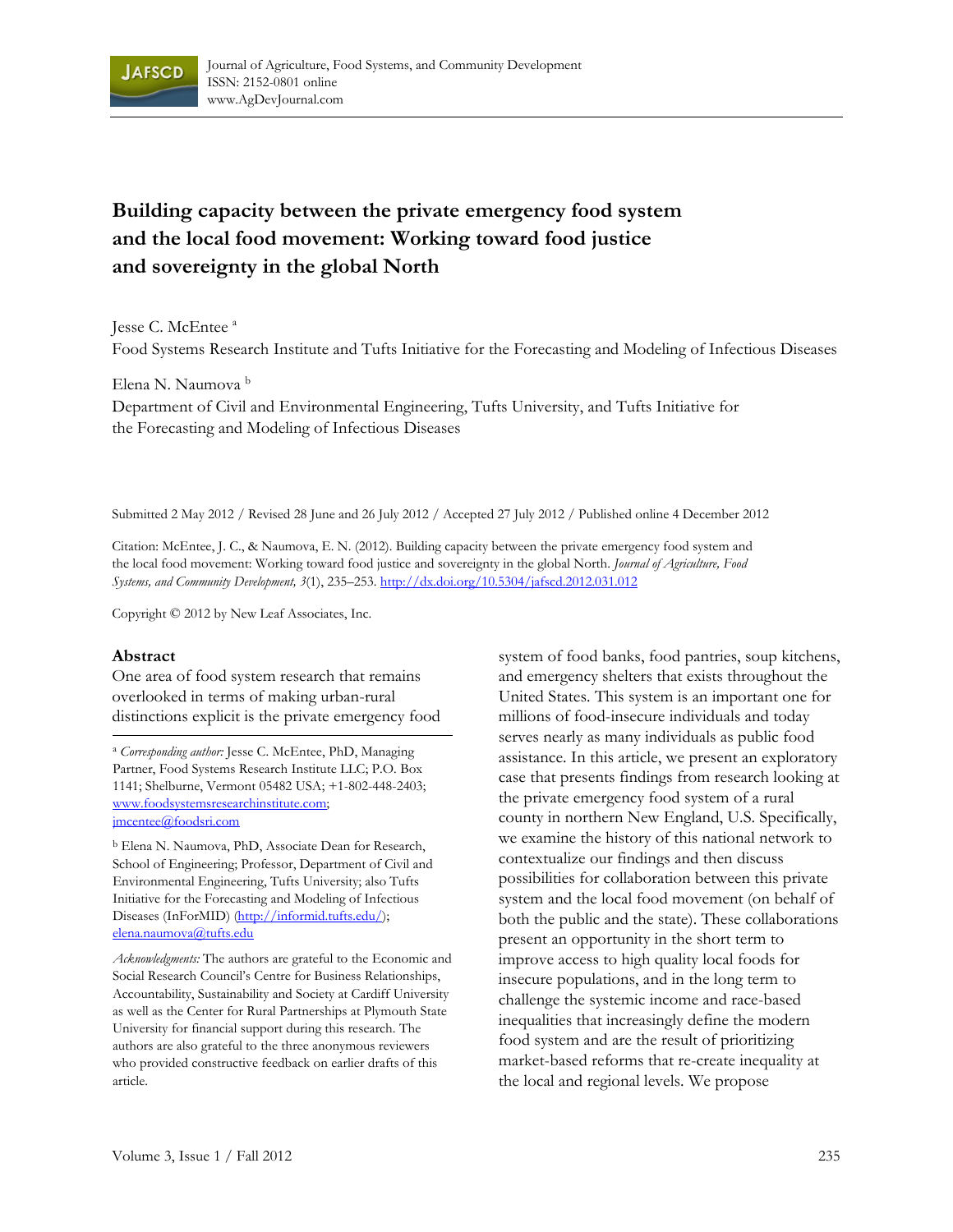# Building capacity between the private emergency food system and the local food movement: Working toward food justice and sovereignty in the global North

Jesse C. McEntee [a]
Food Systems Research Institute and Tufts Initiative for the Forecasting and Modeling of Infectious Diseases

Elena N. Naumova [b]
Department of Civil and Environmental Engineering, Tufts University, and Tufts Initiative for the Forecasting and Modeling of Infectious Diseases

Submitted 2 May 2012 / Revised 28 June and 26 July 2012 / Accepted 27 July 2012 / Published online 4 December 2012

Citation: McEntee, J. C., & Naumova, E. N. (2012). Building capacity between the private emergency food system and the local food movement: Working toward food justice and sovereignty in the global North. *Journal of Agriculture, Food Systems, and Community Development, 3*(1), 235–253. http://dx.doi.org/10.5304/jafscd.2012.031.012

Copyright © 2012 by New Leaf Associates, Inc.

## Abstract

One area of food system research that remains overlooked in terms of making urban-rural distinctions explicit is the private emergency food system of food banks, food pantries, soup kitchens, and emergency shelters that exists throughout the United States. This system is an important one for millions of food-insecure individuals and today serves nearly as many individuals as public food assistance. In this article, we present an exploratory case that presents findings from research looking at the private emergency food system of a rural county in northern New England, U.S. Specifically, we examine the history of this national network to contextualize our findings and then discuss possibilities for collaboration between this private system and the local food movement (on behalf of both the public and the state). These collaborations present an opportunity in the short term to improve access to high quality local foods for insecure populations, and in the long term to challenge the systemic income and race-based inequalities that increasingly define the modern food system and are the result of prioritizing market-based reforms that re-create inequality at the local and regional levels. We propose

---

[a] *Corresponding author:* Jesse C. McEntee, PhD, Managing Partner, Food Systems Research Institute LLC; P.O. Box 1141; Shelburne, Vermont 05482 USA; +1-802-448-2403; www.foodsystemsresearchinstitute.com; jmcentee@foodsri.com

[b] Elena N. Naumova, PhD, Associate Dean for Research, School of Engineering; Professor, Department of Civil and Environmental Engineering, Tufts University; also Tufts Initiative for the Forecasting and Modeling of Infectious Diseases (InForMID) (http://informid.tufts.edu/); elena.naumova@tufts.edu

*Acknowledgments:* The authors are grateful to the Economic and Social Research Council's Centre for Business Relationships, Accountability, Sustainability and Society at Cardiff University as well as the Center for Rural Partnerships at Plymouth State University for financial support during this research. The authors are also grateful to the three anonymous reviewers who provided constructive feedback on earlier drafts of this article.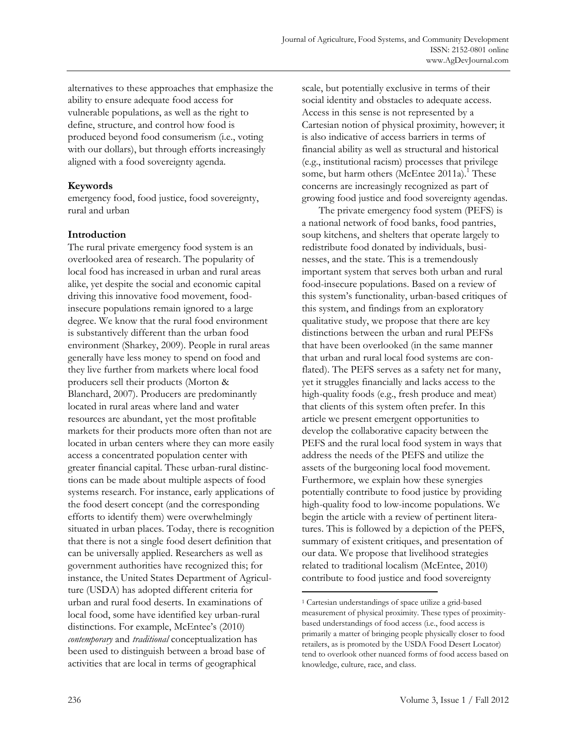alternatives to these approaches that emphasize the ability to ensure adequate food access for vulnerable populations, as well as the right to define, structure, and control how food is produced beyond food consumerism (i.e., voting with our dollars), but through efforts increasingly aligned with a food sovereignty agenda.

## Keywords

emergency food, food justice, food sovereignty, rural and urban

## Introduction

The rural private emergency food system is an overlooked area of research. The popularity of local food has increased in urban and rural areas alike, yet despite the social and economic capital driving this innovative food movement, food-insecure populations remain ignored to a large degree. We know that the rural food environment is substantively different than the urban food environment (Sharkey, 2009). People in rural areas generally have less money to spend on food and they live further from markets where local food producers sell their products (Morton & Blanchard, 2007). Producers are predominantly located in rural areas where land and water resources are abundant, yet the most profitable markets for their products more often than not are located in urban centers where they can more easily access a concentrated population center with greater financial capital. These urban-rural distinctions can be made about multiple aspects of food systems research. For instance, early applications of the food desert concept (and the corresponding efforts to identify them) were overwhelmingly situated in urban places. Today, there is recognition that there is not a single food desert definition that can be universally applied. Researchers as well as government authorities have recognized this; for instance, the United States Department of Agriculture (USDA) has adopted different criteria for urban and rural food deserts. In examinations of local food, some have identified key urban-rural distinctions. For example, McEntee's (2010) *contemporary* and *traditional* conceptualization has been used to distinguish between a broad base of activities that are local in terms of geographical scale, but potentially exclusive in terms of their social identity and obstacles to adequate access. Access in this sense is not represented by a Cartesian notion of physical proximity, however; it is also indicative of access barriers in terms of financial ability as well as structural and historical (e.g., institutional racism) processes that privilege some, but harm others (McEntee 2011a).[1] These concerns are increasingly recognized as part of growing food justice and food sovereignty agendas.

The private emergency food system (PEFS) is a national network of food banks, food pantries, soup kitchens, and shelters that operate largely to redistribute food donated by individuals, businesses, and the state. This is a tremendously important system that serves both urban and rural food-insecure populations. Based on a review of this system's functionality, urban-based critiques of this system, and findings from an exploratory qualitative study, we propose that there are key distinctions between the urban and rural PEFSs that have been overlooked (in the same manner that urban and rural local food systems are conflated). The PEFS serves as a safety net for many, yet it struggles financially and lacks access to the high-quality foods (e.g., fresh produce and meat) that clients of this system often prefer. In this article we present emergent opportunities to develop the collaborative capacity between the PEFS and the rural local food system in ways that address the needs of the PEFS and utilize the assets of the burgeoning local food movement. Furthermore, we explain how these synergies potentially contribute to food justice by providing high-quality food to low-income populations. We begin the article with a review of pertinent literatures. This is followed by a depiction of the PEFS, summary of existent critiques, and presentation of our data. We propose that livelihood strategies related to traditional localism (McEntee, 2010) contribute to food justice and food sovereignty

[1] Cartesian understandings of space utilize a grid-based measurement of physical proximity. These types of proximity-based understandings of food access (i.e., food access is primarily a matter of bringing people physically closer to food retailers, as is promoted by the USDA Food Desert Locator) tend to overlook other nuanced forms of food access based on knowledge, culture, race, and class.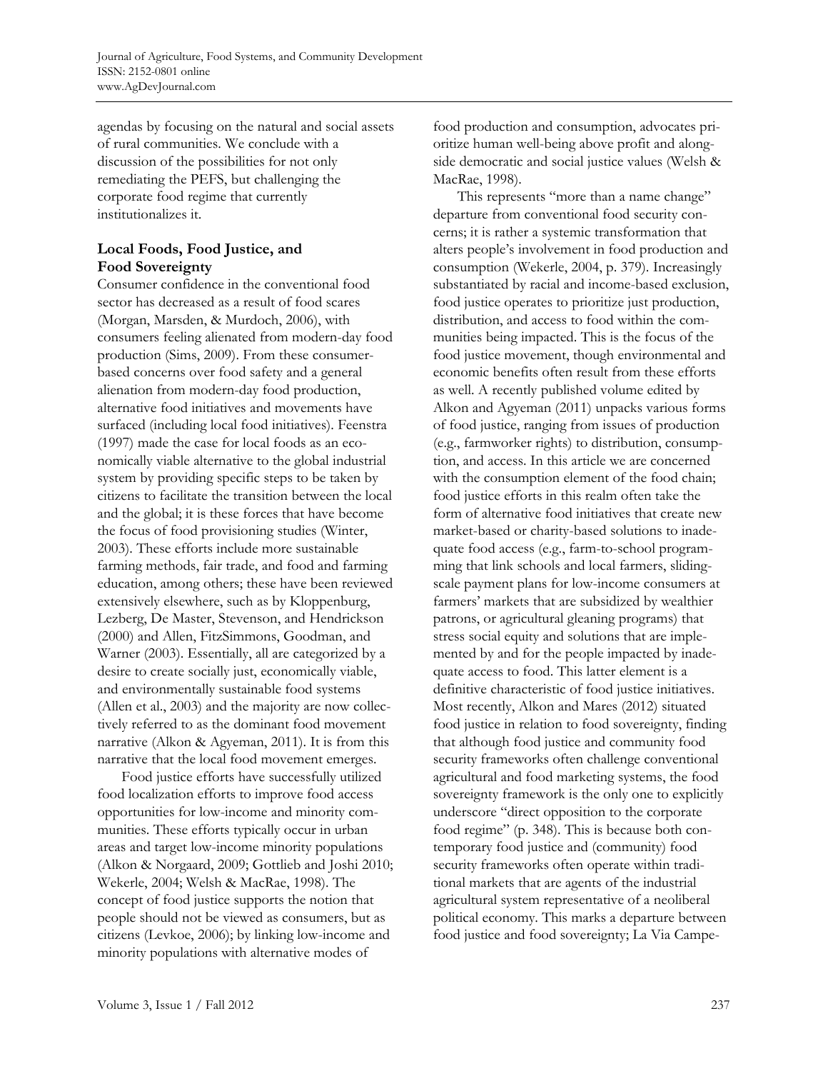agendas by focusing on the natural and social assets of rural communities. We conclude with a discussion of the possibilities for not only remediating the PEFS, but challenging the corporate food regime that currently institutionalizes it.

## Local Foods, Food Justice, and Food Sovereignty

Consumer confidence in the conventional food sector has decreased as a result of food scares (Morgan, Marsden, & Murdoch, 2006), with consumers feeling alienated from modern-day food production (Sims, 2009). From these consumer-based concerns over food safety and a general alienation from modern-day food production, alternative food initiatives and movements have surfaced (including local food initiatives). Feenstra (1997) made the case for local foods as an economically viable alternative to the global industrial system by providing specific steps to be taken by citizens to facilitate the transition between the local and the global; it is these forces that have become the focus of food provisioning studies (Winter, 2003). These efforts include more sustainable farming methods, fair trade, and food and farming education, among others; these have been reviewed extensively elsewhere, such as by Kloppenburg, Lezberg, De Master, Stevenson, and Hendrickson (2000) and Allen, FitzSimmons, Goodman, and Warner (2003). Essentially, all are categorized by a desire to create socially just, economically viable, and environmentally sustainable food systems (Allen et al., 2003) and the majority are now collectively referred to as the dominant food movement narrative (Alkon & Agyeman, 2011). It is from this narrative that the local food movement emerges.

Food justice efforts have successfully utilized food localization efforts to improve food access opportunities for low-income and minority communities. These efforts typically occur in urban areas and target low-income minority populations (Alkon & Norgaard, 2009; Gottlieb and Joshi 2010; Wekerle, 2004; Welsh & MacRae, 1998). The concept of food justice supports the notion that people should not be viewed as consumers, but as citizens (Levkoe, 2006); by linking low-income and minority populations with alternative modes of food production and consumption, advocates prioritize human well-being above profit and alongside democratic and social justice values (Welsh & MacRae, 1998).

This represents "more than a name change" departure from conventional food security concerns; it is rather a systemic transformation that alters people's involvement in food production and consumption (Wekerle, 2004, p. 379). Increasingly substantiated by racial and income-based exclusion, food justice operates to prioritize just production, distribution, and access to food within the communities being impacted. This is the focus of the food justice movement, though environmental and economic benefits often result from these efforts as well. A recently published volume edited by Alkon and Agyeman (2011) unpacks various forms of food justice, ranging from issues of production (e.g., farmworker rights) to distribution, consumption, and access. In this article we are concerned with the consumption element of the food chain; food justice efforts in this realm often take the form of alternative food initiatives that create new market-based or charity-based solutions to inadequate food access (e.g., farm-to-school programming that link schools and local farmers, sliding-scale payment plans for low-income consumers at farmers' markets that are subsidized by wealthier patrons, or agricultural gleaning programs) that stress social equity and solutions that are implemented by and for the people impacted by inadequate access to food. This latter element is a definitive characteristic of food justice initiatives. Most recently, Alkon and Mares (2012) situated food justice in relation to food sovereignty, finding that although food justice and community food security frameworks often challenge conventional agricultural and food marketing systems, the food sovereignty framework is the only one to explicitly underscore "direct opposition to the corporate food regime" (p. 348). This is because both contemporary food justice and (community) food security frameworks often operate within traditional markets that are agents of the industrial agricultural system representative of a neoliberal political economy. This marks a departure between food justice and food sovereignty; La Via Campe-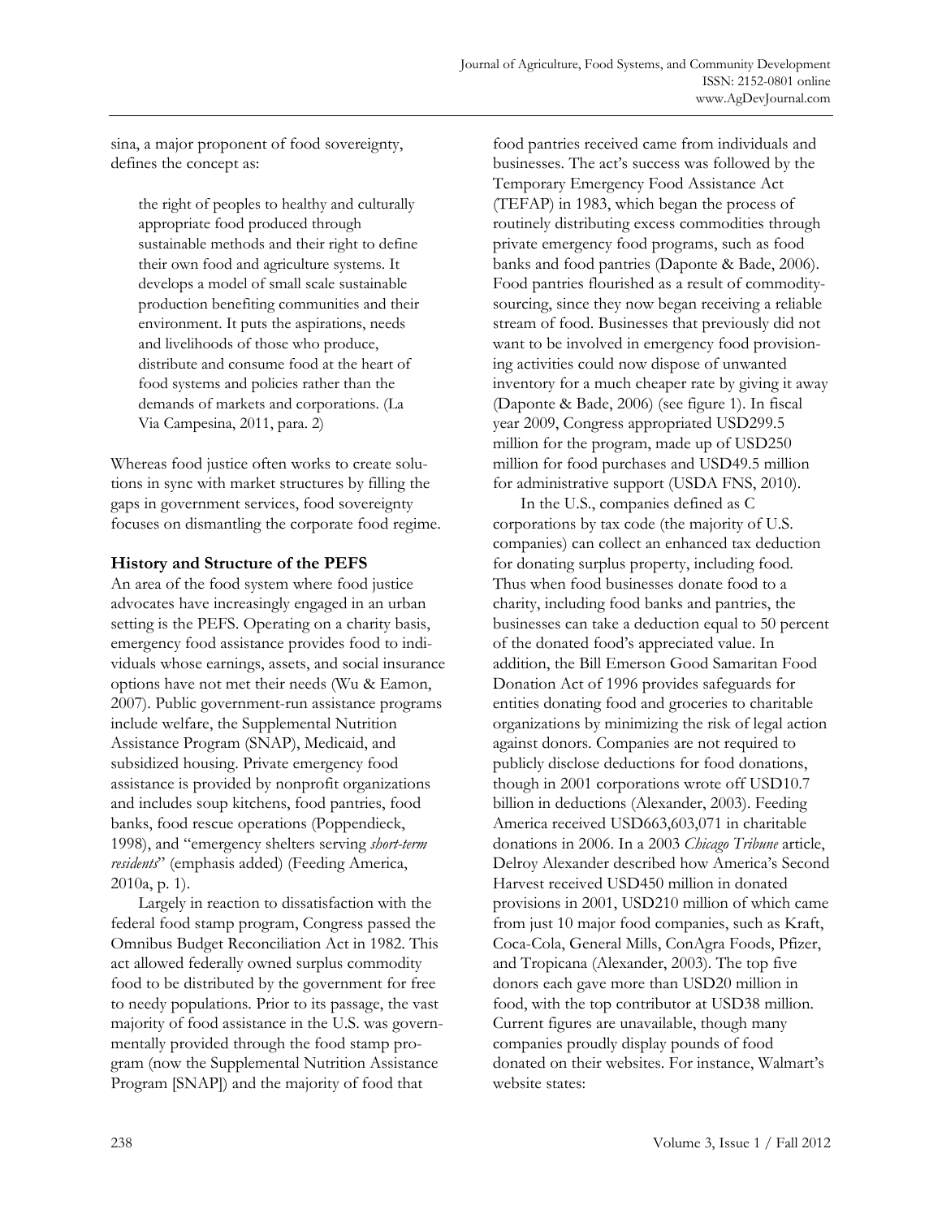sina, a major proponent of food sovereignty, defines the concept as:

> the right of peoples to healthy and culturally appropriate food produced through sustainable methods and their right to define their own food and agriculture systems. It develops a model of small scale sustainable production benefiting communities and their environment. It puts the aspirations, needs and livelihoods of those who produce, distribute and consume food at the heart of food systems and policies rather than the demands of markets and corporations. (La Via Campesina, 2011, para. 2)

Whereas food justice often works to create solutions in sync with market structures by filling the gaps in government services, food sovereignty focuses on dismantling the corporate food regime.

### History and Structure of the PEFS

An area of the food system where food justice advocates have increasingly engaged in an urban setting is the PEFS. Operating on a charity basis, emergency food assistance provides food to individuals whose earnings, assets, and social insurance options have not met their needs (Wu & Eamon, 2007). Public government-run assistance programs include welfare, the Supplemental Nutrition Assistance Program (SNAP), Medicaid, and subsidized housing. Private emergency food assistance is provided by nonprofit organizations and includes soup kitchens, food pantries, food banks, food rescue operations (Poppendieck, 1998), and "emergency shelters serving *short-term residents*" (emphasis added) (Feeding America, 2010a, p. 1).

Largely in reaction to dissatisfaction with the federal food stamp program, Congress passed the Omnibus Budget Reconciliation Act in 1982. This act allowed federally owned surplus commodity food to be distributed by the government for free to needy populations. Prior to its passage, the vast majority of food assistance in the U.S. was governmentally provided through the food stamp program (now the Supplemental Nutrition Assistance Program [SNAP]) and the majority of food that food pantries received came from individuals and businesses. The act's success was followed by the Temporary Emergency Food Assistance Act (TEFAP) in 1983, which began the process of routinely distributing excess commodities through private emergency food programs, such as food banks and food pantries (Daponte & Bade, 2006). Food pantries flourished as a result of commodity-sourcing, since they now began receiving a reliable stream of food. Businesses that previously did not want to be involved in emergency food provisioning activities could now dispose of unwanted inventory for a much cheaper rate by giving it away (Daponte & Bade, 2006) (see figure 1). In fiscal year 2009, Congress appropriated USD299.5 million for the program, made up of USD250 million for food purchases and USD49.5 million for administrative support (USDA FNS, 2010).

In the U.S., companies defined as C corporations by tax code (the majority of U.S. companies) can collect an enhanced tax deduction for donating surplus property, including food. Thus when food businesses donate food to a charity, including food banks and pantries, the businesses can take a deduction equal to 50 percent of the donated food's appreciated value. In addition, the Bill Emerson Good Samaritan Food Donation Act of 1996 provides safeguards for entities donating food and groceries to charitable organizations by minimizing the risk of legal action against donors. Companies are not required to publicly disclose deductions for food donations, though in 2001 corporations wrote off USD10.7 billion in deductions (Alexander, 2003). Feeding America received USD663,603,071 in charitable donations in 2006. In a 2003 *Chicago Tribune* article, Delroy Alexander described how America's Second Harvest received USD450 million in donated provisions in 2001, USD210 million of which came from just 10 major food companies, such as Kraft, Coca-Cola, General Mills, ConAgra Foods, Pfizer, and Tropicana (Alexander, 2003). The top five donors each gave more than USD20 million in food, with the top contributor at USD38 million. Current figures are unavailable, though many companies proudly display pounds of food donated on their websites. For instance, Walmart's website states: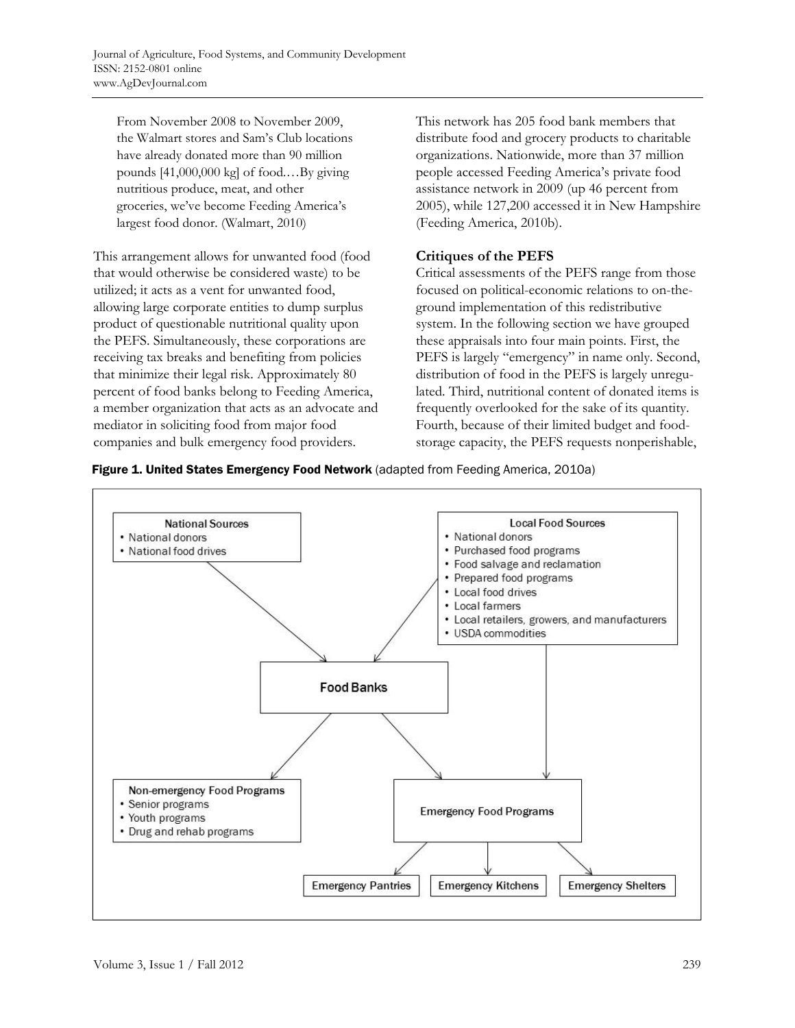> From November 2008 to November 2009, the Walmart stores and Sam's Club locations have already donated more than 90 million pounds [41,000,000 kg] of food.…By giving nutritious produce, meat, and other groceries, we've become Feeding America's largest food donor. (Walmart, 2010)

This arrangement allows for unwanted food (food that would otherwise be considered waste) to be utilized; it acts as a vent for unwanted food, allowing large corporate entities to dump surplus product of questionable nutritional quality upon the PEFS. Simultaneously, these corporations are receiving tax breaks and benefiting from policies that minimize their legal risk. Approximately 80 percent of food banks belong to Feeding America, a member organization that acts as an advocate and mediator in soliciting food from major food companies and bulk emergency food providers. This network has 205 food bank members that distribute food and grocery products to charitable organizations. Nationwide, more than 37 million people accessed Feeding America's private food assistance network in 2009 (up 46 percent from 2005), while 127,200 accessed it in New Hampshire (Feeding America, 2010b).

**Critiques of the PEFS**

Critical assessments of the PEFS range from those focused on political-economic relations to on-the-ground implementation of this redistributive system. In the following section we have grouped these appraisals into four main points. First, the PEFS is largely "emergency" in name only. Second, distribution of food in the PEFS is largely unregulated. Third, nutritional content of donated items is frequently overlooked for the sake of its quantity. Fourth, because of their limited budget and food-storage capacity, the PEFS requests nonperishable,

**Figure 1. United States Emergency Food Network** (adapted from Feeding America, 2010a)

National Sources
- National donors
- National food drives

Local Food Sources
- National donors
- Purchased food programs
- Food salvage and reclamation
- Prepared food programs
- Local food drives
- Local farmers
- Local retailers, growers, and manufacturers
- USDA commodities

Food Banks

Non-emergency Food Programs
- Senior programs
- Youth programs
- Drug and rehab programs

Emergency Food Programs

Emergency Pantries | Emergency Kitchens | Emergency Shelters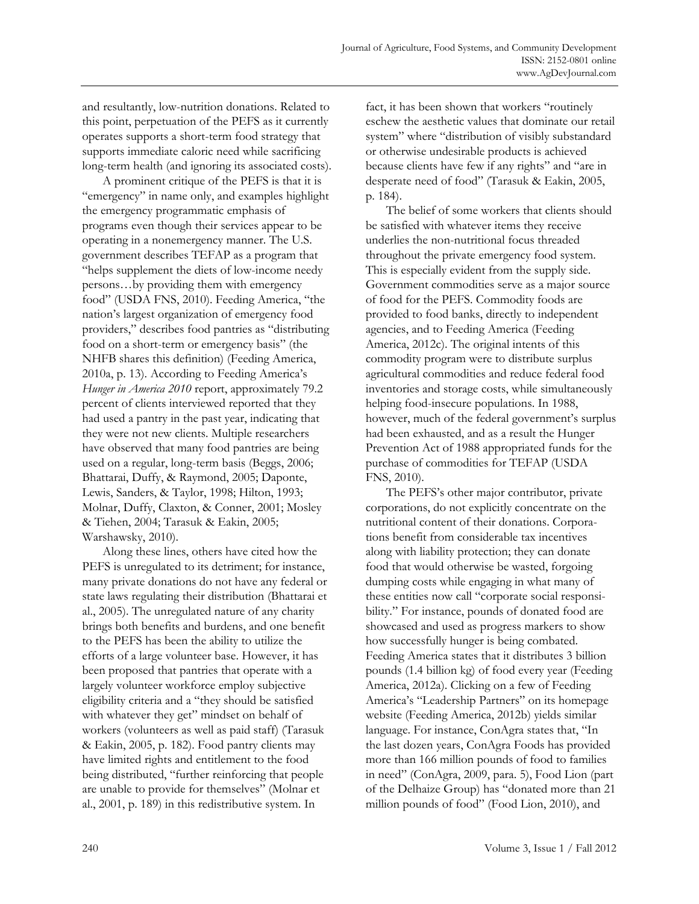and resultantly, low-nutrition donations. Related to this point, perpetuation of the PEFS as it currently operates supports a short-term food strategy that supports immediate caloric need while sacrificing long-term health (and ignoring its associated costs).

A prominent critique of the PEFS is that it is "emergency" in name only, and examples highlight the emergency programmatic emphasis of programs even though their services appear to be operating in a nonemergency manner. The U.S. government describes TEFAP as a program that "helps supplement the diets of low-income needy persons…by providing them with emergency food" (USDA FNS, 2010). Feeding America, "the nation's largest organization of emergency food providers," describes food pantries as "distributing food on a short-term or emergency basis" (the NHFB shares this definition) (Feeding America, 2010a, p. 13). According to Feeding America's *Hunger in America 2010* report, approximately 79.2 percent of clients interviewed reported that they had used a pantry in the past year, indicating that they were not new clients. Multiple researchers have observed that many food pantries are being used on a regular, long-term basis (Beggs, 2006; Bhattarai, Duffy, & Raymond, 2005; Daponte, Lewis, Sanders, & Taylor, 1998; Hilton, 1993; Molnar, Duffy, Claxton, & Conner, 2001; Mosley & Tiehen, 2004; Tarasuk & Eakin, 2005; Warshawsky, 2010).

Along these lines, others have cited how the PEFS is unregulated to its detriment; for instance, many private donations do not have any federal or state laws regulating their distribution (Bhattarai et al., 2005). The unregulated nature of any charity brings both benefits and burdens, and one benefit to the PEFS has been the ability to utilize the efforts of a large volunteer base. However, it has been proposed that pantries that operate with a largely volunteer workforce employ subjective eligibility criteria and a "they should be satisfied with whatever they get" mindset on behalf of workers (volunteers as well as paid staff) (Tarasuk & Eakin, 2005, p. 182). Food pantry clients may have limited rights and entitlement to the food being distributed, "further reinforcing that people are unable to provide for themselves" (Molnar et al., 2001, p. 189) in this redistributive system. In fact, it has been shown that workers "routinely eschew the aesthetic values that dominate our retail system" where "distribution of visibly substandard or otherwise undesirable products is achieved because clients have few if any rights" and "are in desperate need of food" (Tarasuk & Eakin, 2005, p. 184).

The belief of some workers that clients should be satisfied with whatever items they receive underlies the non-nutritional focus threaded throughout the private emergency food system. This is especially evident from the supply side. Government commodities serve as a major source of food for the PEFS. Commodity foods are provided to food banks, directly to independent agencies, and to Feeding America (Feeding America, 2012c). The original intents of this commodity program were to distribute surplus agricultural commodities and reduce federal food inventories and storage costs, while simultaneously helping food-insecure populations. In 1988, however, much of the federal government's surplus had been exhausted, and as a result the Hunger Prevention Act of 1988 appropriated funds for the purchase of commodities for TEFAP (USDA FNS, 2010).

The PEFS's other major contributor, private corporations, do not explicitly concentrate on the nutritional content of their donations. Corporations benefit from considerable tax incentives along with liability protection; they can donate food that would otherwise be wasted, forgoing dumping costs while engaging in what many of these entities now call "corporate social responsibility." For instance, pounds of donated food are showcased and used as progress markers to show how successfully hunger is being combated. Feeding America states that it distributes 3 billion pounds (1.4 billion kg) of food every year (Feeding America, 2012a). Clicking on a few of Feeding America's "Leadership Partners" on its homepage website (Feeding America, 2012b) yields similar language. For instance, ConAgra states that, "In the last dozen years, ConAgra Foods has provided more than 166 million pounds of food to families in need" (ConAgra, 2009, para. 5), Food Lion (part of the Delhaize Group) has "donated more than 21 million pounds of food" (Food Lion, 2010), and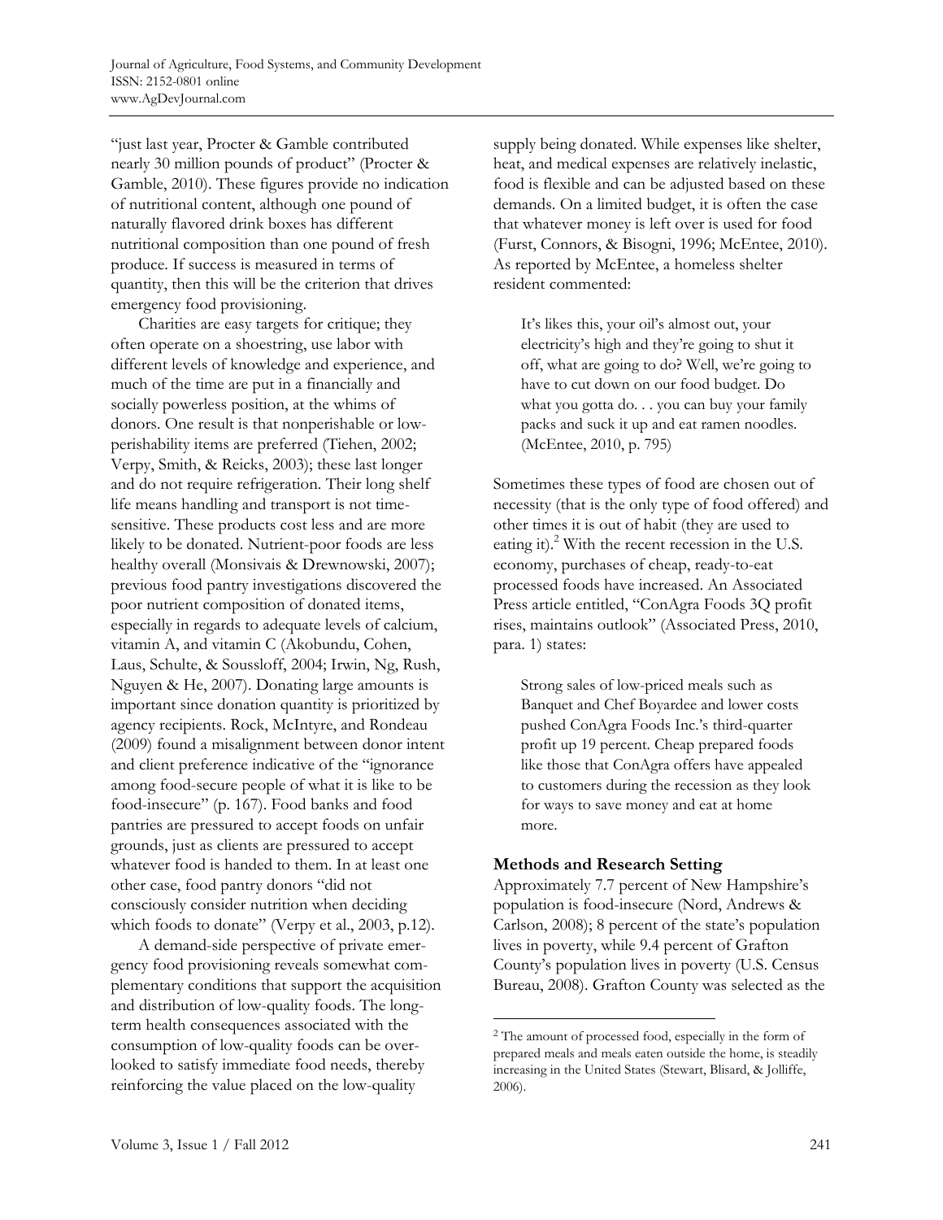"just last year, Procter & Gamble contributed nearly 30 million pounds of product" (Procter & Gamble, 2010). These figures provide no indication of nutritional content, although one pound of naturally flavored drink boxes has different nutritional composition than one pound of fresh produce. If success is measured in terms of quantity, then this will be the criterion that drives emergency food provisioning.

Charities are easy targets for critique; they often operate on a shoestring, use labor with different levels of knowledge and experience, and much of the time are put in a financially and socially powerless position, at the whims of donors. One result is that nonperishable or low-perishability items are preferred (Tiehen, 2002; Verpy, Smith, & Reicks, 2003); these last longer and do not require refrigeration. Their long shelf life means handling and transport is not time-sensitive. These products cost less and are more likely to be donated. Nutrient-poor foods are less healthy overall (Monsivais & Drewnowski, 2007); previous food pantry investigations discovered the poor nutrient composition of donated items, especially in regards to adequate levels of calcium, vitamin A, and vitamin C (Akobundu, Cohen, Laus, Schulte, & Soussloff, 2004; Irwin, Ng, Rush, Nguyen & He, 2007). Donating large amounts is important since donation quantity is prioritized by agency recipients. Rock, McIntyre, and Rondeau (2009) found a misalignment between donor intent and client preference indicative of the "ignorance among food-secure people of what it is like to be food-insecure" (p. 167). Food banks and food pantries are pressured to accept foods on unfair grounds, just as clients are pressured to accept whatever food is handed to them. In at least one other case, food pantry donors "did not consciously consider nutrition when deciding which foods to donate" (Verpy et al., 2003, p.12).

A demand-side perspective of private emergency food provisioning reveals somewhat complementary conditions that support the acquisition and distribution of low-quality foods. The long-term health consequences associated with the consumption of low-quality foods can be overlooked to satisfy immediate food needs, thereby reinforcing the value placed on the low-quality supply being donated. While expenses like shelter, heat, and medical expenses are relatively inelastic, food is flexible and can be adjusted based on these demands. On a limited budget, it is often the case that whatever money is left over is used for food (Furst, Connors, & Bisogni, 1996; McEntee, 2010). As reported by McEntee, a homeless shelter resident commented:

> It's likes this, your oil's almost out, your electricity's high and they're going to shut it off, what are going to do? Well, we're going to have to cut down on our food budget. Do what you gotta do. . . you can buy your family packs and suck it up and eat ramen noodles. (McEntee, 2010, p. 795)

Sometimes these types of food are chosen out of necessity (that is the only type of food offered) and other times it is out of habit (they are used to eating it).[2] With the recent recession in the U.S. economy, purchases of cheap, ready-to-eat processed foods have increased. An Associated Press article entitled, "ConAgra Foods 3Q profit rises, maintains outlook" (Associated Press, 2010, para. 1) states:

> Strong sales of low-priced meals such as Banquet and Chef Boyardee and lower costs pushed ConAgra Foods Inc.'s third-quarter profit up 19 percent. Cheap prepared foods like those that ConAgra offers have appealed to customers during the recession as they look for ways to save money and eat at home more.

## Methods and Research Setting

Approximately 7.7 percent of New Hampshire's population is food-insecure (Nord, Andrews & Carlson, 2008); 8 percent of the state's population lives in poverty, while 9.4 percent of Grafton County's population lives in poverty (U.S. Census Bureau, 2008). Grafton County was selected as the

---

[2] The amount of processed food, especially in the form of prepared meals and meals eaten outside the home, is steadily increasing in the United States (Stewart, Blisard, & Jolliffe, 2006).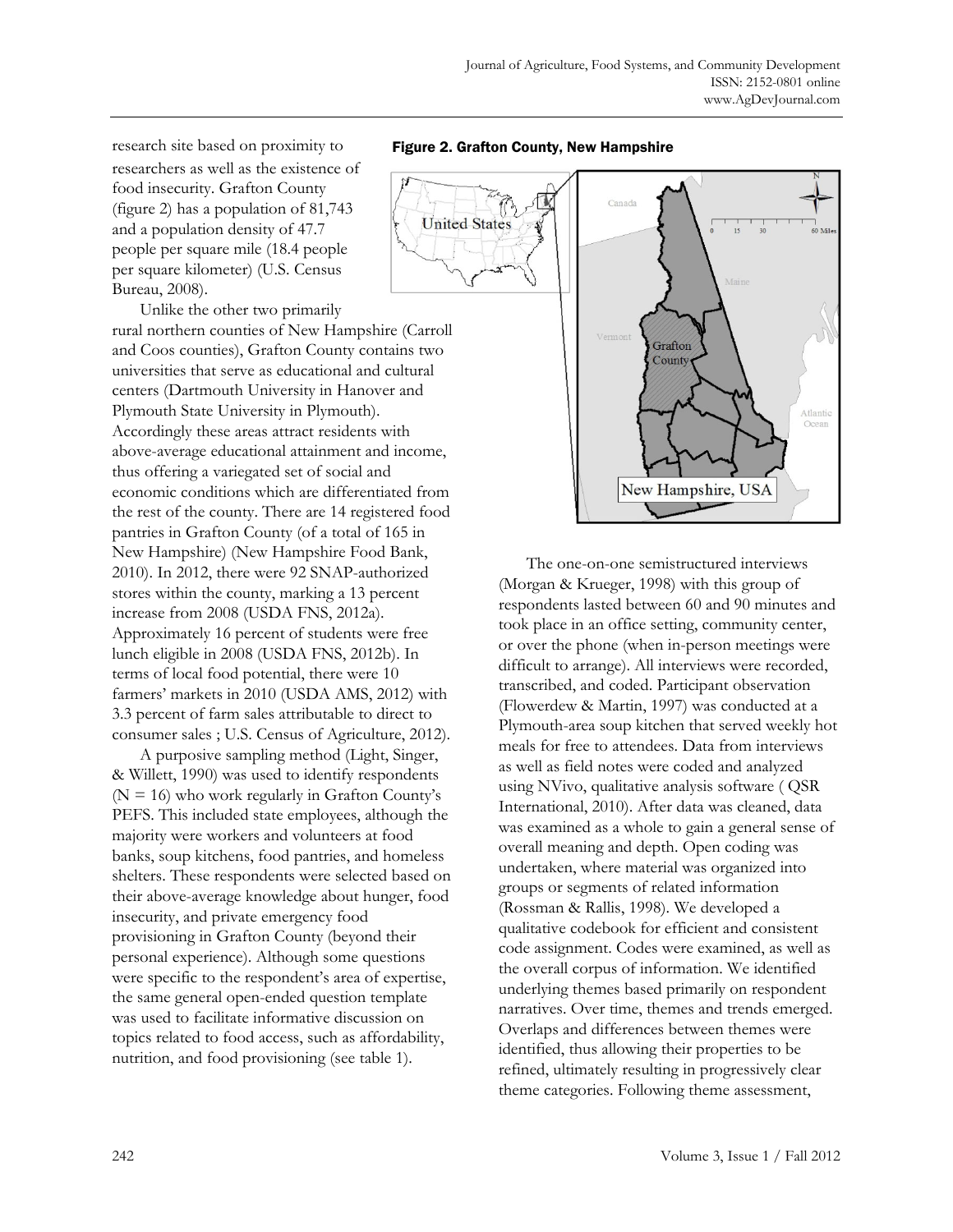research site based on proximity to researchers as well as the existence of food insecurity. Grafton County (figure 2) has a population of 81,743 and a population density of 47.7 people per square mile (18.4 people per square kilometer) (U.S. Census Bureau, 2008).

Unlike the other two primarily rural northern counties of New Hampshire (Carroll and Coos counties), Grafton County contains two universities that serve as educational and cultural centers (Dartmouth University in Hanover and Plymouth State University in Plymouth). Accordingly these areas attract residents with above-average educational attainment and income, thus offering a variegated set of social and economic conditions which are differentiated from the rest of the county. There are 14 registered food pantries in Grafton County (of a total of 165 in New Hampshire) (New Hampshire Food Bank, 2010). In 2012, there were 92 SNAP-authorized stores within the county, marking a 13 percent increase from 2008 (USDA FNS, 2012a). Approximately 16 percent of students were free lunch eligible in 2008 (USDA FNS, 2012b). In terms of local food potential, there were 10 farmers' markets in 2010 (USDA AMS, 2012) with 3.3 percent of farm sales attributable to direct to consumer sales ; U.S. Census of Agriculture, 2012).

A purposive sampling method (Light, Singer, & Willett, 1990) was used to identify respondents (N = 16) who work regularly in Grafton County's PEFS. This included state employees, although the majority were workers and volunteers at food banks, soup kitchens, food pantries, and homeless shelters. These respondents were selected based on their above-average knowledge about hunger, food insecurity, and private emergency food provisioning in Grafton County (beyond their personal experience). Although some questions were specific to the respondent's area of expertise, the same general open-ended question template was used to facilitate informative discussion on topics related to food access, such as affordability, nutrition, and food provisioning (see table 1).

**Figure 2. Grafton County, New Hampshire**

The one-on-one semistructured interviews (Morgan & Krueger, 1998) with this group of respondents lasted between 60 and 90 minutes and took place in an office setting, community center, or over the phone (when in-person meetings were difficult to arrange). All interviews were recorded, transcribed, and coded. Participant observation (Flowerdew & Martin, 1997) was conducted at a Plymouth-area soup kitchen that served weekly hot meals for free to attendees. Data from interviews as well as field notes were coded and analyzed using NVivo, qualitative analysis software ( QSR International, 2010). After data was cleaned, data was examined as a whole to gain a general sense of overall meaning and depth. Open coding was undertaken, where material was organized into groups or segments of related information (Rossman & Rallis, 1998). We developed a qualitative codebook for efficient and consistent code assignment. Codes were examined, as well as the overall corpus of information. We identified underlying themes based primarily on respondent narratives. Over time, themes and trends emerged. Overlaps and differences between themes were identified, thus allowing their properties to be refined, ultimately resulting in progressively clear theme categories. Following theme assessment,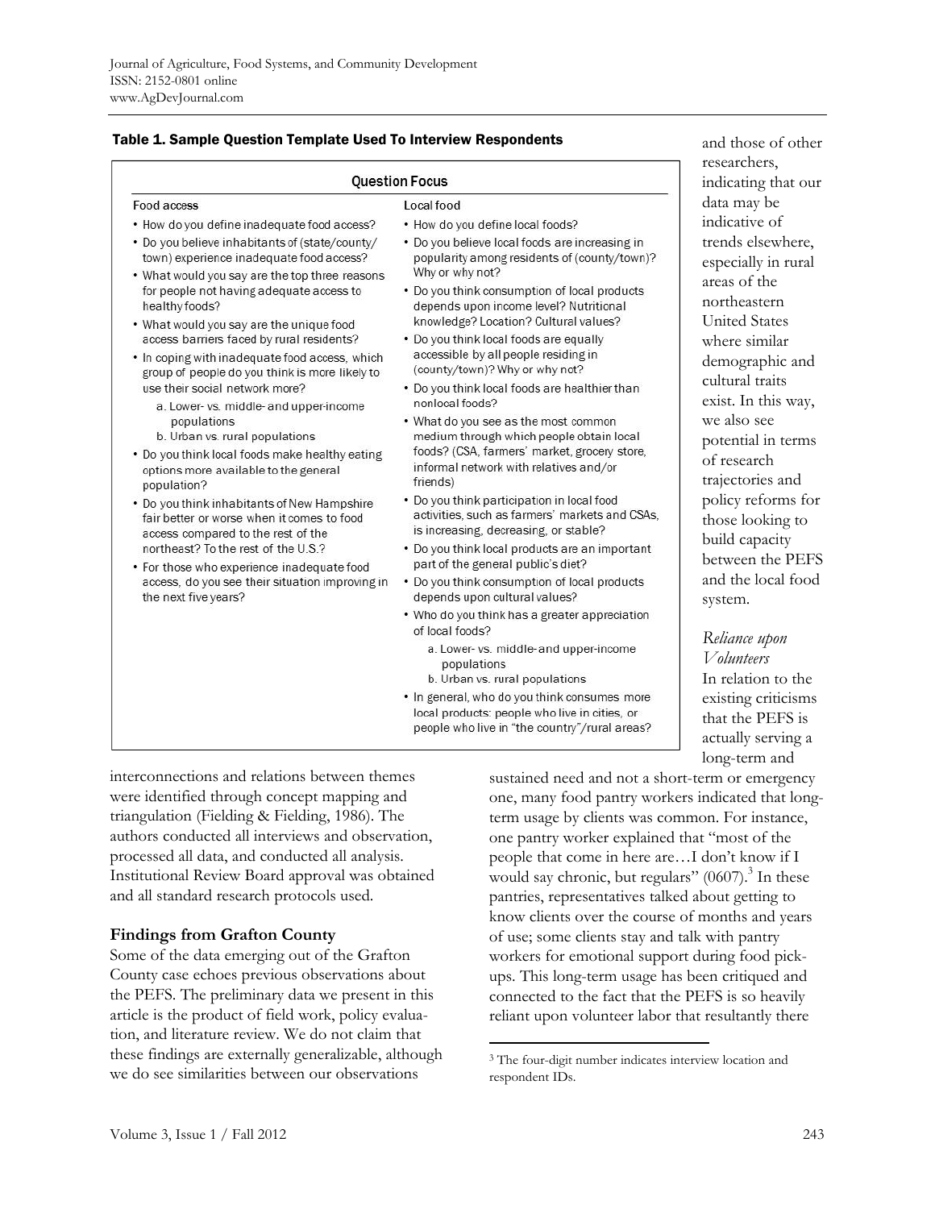**Table 1. Sample Question Template Used To Interview Respondents**

| Question Focus | |
|---|---|
| **Food access** | **Local food** |
| • How do you define inadequate food access?<br>• Do you believe inhabitants of (state/county/town) experience inadequate food access?<br>• What would you say are the top three reasons for people not having adequate access to healthy foods?<br>• What would you say are the unique food access barriers faced by rural residents?<br>• In coping with inadequate food access, which group of people do you think is more likely to use their social network more?<br>  a. Lower- vs. middle- and upper-income populations<br>  b. Urban vs. rural populations<br>• Do you think local foods make healthy eating options more available to the general population?<br>• Do you think inhabitants of New Hampshire fair better or worse when it comes to food access compared to the rest of the northeast? To the rest of the U.S.?<br>• For those who experience inadequate food access, do you see their situation improving in the next five years? | • How do you define local foods?<br>• Do you believe local foods are increasing in popularity among residents of (county/town)? Why or why not?<br>• Do you think consumption of local products depends upon income level? Nutritional knowledge? Location? Cultural values?<br>• Do you think local foods are equally accessible by all people residing in (county/town)? Why or why not?<br>• Do you think local foods are healthier than nonlocal foods?<br>• What do you see as the most common medium through which people obtain local foods? (CSA, farmers' market, grocery store, informal network with relatives and/or friends)<br>• Do you think participation in local food activities, such as farmers' markets and CSAs, is increasing, decreasing, or stable?<br>• Do you think local products are an important part of the general public's diet?<br>• Do you think consumption of local products depends upon cultural values?<br>• Who do you think has a greater appreciation of local foods?<br>  a. Lower- vs. middle- and upper-income populations<br>  b. Urban vs. rural populations<br>• In general, who do you think consumes more local products: people who live in cities, or people who live in "the country"/rural areas? |

interconnections and relations between themes were identified through concept mapping and triangulation (Fielding & Fielding, 1986). The authors conducted all interviews and observation, processed all data, and conducted all analysis. Institutional Review Board approval was obtained and all standard research protocols used.

## Findings from Grafton County

Some of the data emerging out of the Grafton County case echoes previous observations about the PEFS. The preliminary data we present in this article is the product of field work, policy evaluation, and literature review. We do not claim that these findings are externally generalizable, although we do see similarities between our observations and those of other researchers, indicating that our data may be indicative of trends elsewhere, especially in rural areas of the northeastern United States where similar demographic and cultural traits exist. In this way, we also see potential in terms of research trajectories and policy reforms for those looking to build capacity between the PEFS and the local food system.

### *Reliance upon Volunteers*

In relation to the existing criticisms that the PEFS is actually serving a long-term and sustained need and not a short-term or emergency one, many food pantry workers indicated that long-term usage by clients was common. For instance, one pantry worker explained that "most of the people that come in here are…I don't know if I would say chronic, but regulars" (0607).[3] In these pantries, representatives talked about getting to know clients over the course of months and years of use; some clients stay and talk with pantry workers for emotional support during food pick-ups. This long-term usage has been critiqued and connected to the fact that the PEFS is so heavily reliant upon volunteer labor that resultantly there

[3] The four-digit number indicates interview location and respondent IDs.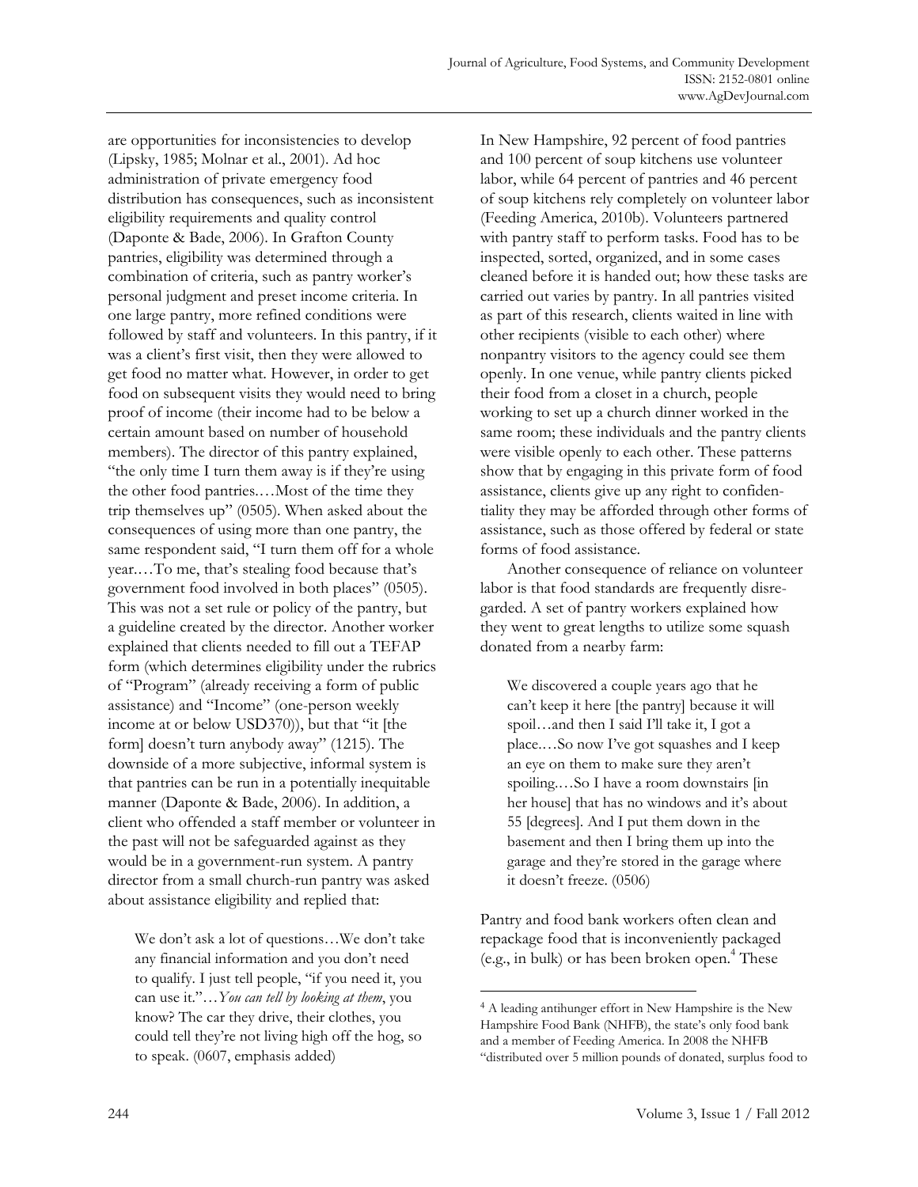are opportunities for inconsistencies to develop (Lipsky, 1985; Molnar et al., 2001). Ad hoc administration of private emergency food distribution has consequences, such as inconsistent eligibility requirements and quality control (Daponte & Bade, 2006). In Grafton County pantries, eligibility was determined through a combination of criteria, such as pantry worker's personal judgment and preset income criteria. In one large pantry, more refined conditions were followed by staff and volunteers. In this pantry, if it was a client's first visit, then they were allowed to get food no matter what. However, in order to get food on subsequent visits they would need to bring proof of income (their income had to be below a certain amount based on number of household members). The director of this pantry explained, "the only time I turn them away is if they're using the other food pantries.…Most of the time they trip themselves up" (0505). When asked about the consequences of using more than one pantry, the same respondent said, "I turn them off for a whole year.…To me, that's stealing food because that's government food involved in both places" (0505). This was not a set rule or policy of the pantry, but a guideline created by the director. Another worker explained that clients needed to fill out a TEFAP form (which determines eligibility under the rubrics of "Program" (already receiving a form of public assistance) and "Income" (one-person weekly income at or below USD370)), but that "it [the form] doesn't turn anybody away" (1215). The downside of a more subjective, informal system is that pantries can be run in a potentially inequitable manner (Daponte & Bade, 2006). In addition, a client who offended a staff member or volunteer in the past will not be safeguarded against as they would be in a government-run system. A pantry director from a small church-run pantry was asked about assistance eligibility and replied that:

> We don't ask a lot of questions…We don't take any financial information and you don't need to qualify. I just tell people, "if you need it, you can use it."…*You can tell by looking at them*, you know? The car they drive, their clothes, you could tell they're not living high off the hog, so to speak. (0607, emphasis added)

In New Hampshire, 92 percent of food pantries and 100 percent of soup kitchens use volunteer labor, while 64 percent of pantries and 46 percent of soup kitchens rely completely on volunteer labor (Feeding America, 2010b). Volunteers partnered with pantry staff to perform tasks. Food has to be inspected, sorted, organized, and in some cases cleaned before it is handed out; how these tasks are carried out varies by pantry. In all pantries visited as part of this research, clients waited in line with other recipients (visible to each other) where nonpantry visitors to the agency could see them openly. In one venue, while pantry clients picked their food from a closet in a church, people working to set up a church dinner worked in the same room; these individuals and the pantry clients were visible openly to each other. These patterns show that by engaging in this private form of food assistance, clients give up any right to confidentiality they may be afforded through other forms of assistance, such as those offered by federal or state forms of food assistance.

Another consequence of reliance on volunteer labor is that food standards are frequently disregarded. A set of pantry workers explained how they went to great lengths to utilize some squash donated from a nearby farm:

> We discovered a couple years ago that he can't keep it here [the pantry] because it will spoil…and then I said I'll take it, I got a place.…So now I've got squashes and I keep an eye on them to make sure they aren't spoiling.…So I have a room downstairs [in her house] that has no windows and it's about 55 [degrees]. And I put them down in the basement and then I bring them up into the garage and they're stored in the garage where it doesn't freeze. (0506)

Pantry and food bank workers often clean and repackage food that is inconveniently packaged (e.g., in bulk) or has been broken open.[4] These

[4] A leading antihunger effort in New Hampshire is the New Hampshire Food Bank (NHFB), the state's only food bank and a member of Feeding America. In 2008 the NHFB "distributed over 5 million pounds of donated, surplus food to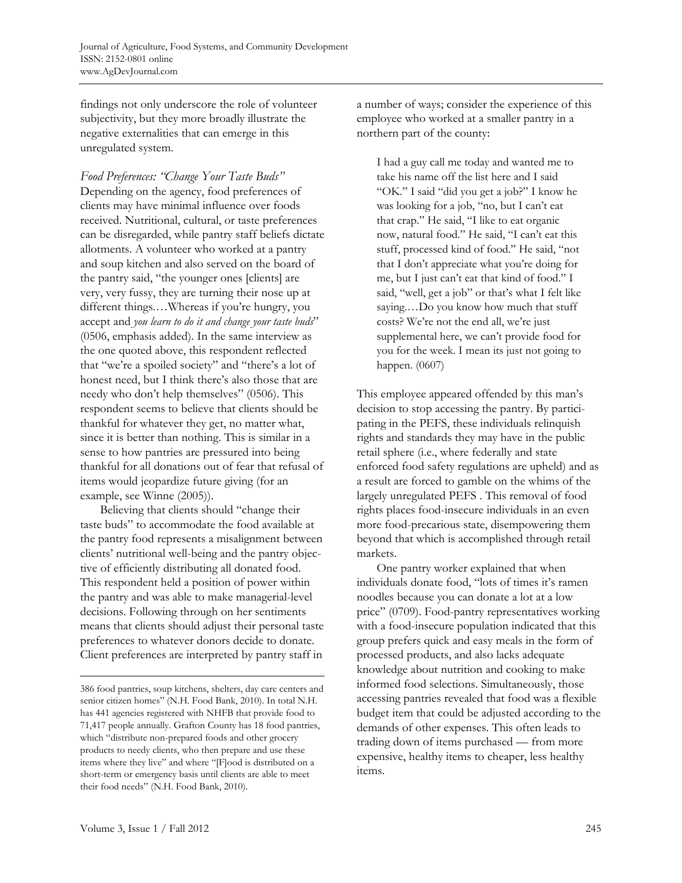findings not only underscore the role of volunteer subjectivity, but they more broadly illustrate the negative externalities that can emerge in this unregulated system.

*Food Preferences: "Change Your Taste Buds"*

Depending on the agency, food preferences of clients may have minimal influence over foods received. Nutritional, cultural, or taste preferences can be disregarded, while pantry staff beliefs dictate allotments. A volunteer who worked at a pantry and soup kitchen and also served on the board of the pantry said, "the younger ones [clients] are very, very fussy, they are turning their nose up at different things.…Whereas if you're hungry, you accept and *you learn to do it and change your taste buds*" (0506, emphasis added). In the same interview as the one quoted above, this respondent reflected that "we're a spoiled society" and "there's a lot of honest need, but I think there's also those that are needy who don't help themselves" (0506). This respondent seems to believe that clients should be thankful for whatever they get, no matter what, since it is better than nothing. This is similar in a sense to how pantries are pressured into being thankful for all donations out of fear that refusal of items would jeopardize future giving (for an example, see Winne (2005)).

Believing that clients should "change their taste buds" to accommodate the food available at the pantry food represents a misalignment between clients' nutritional well-being and the pantry objective of efficiently distributing all donated food. This respondent held a position of power within the pantry and was able to make managerial-level decisions. Following through on her sentiments means that clients should adjust their personal taste preferences to whatever donors decide to donate. Client preferences are interpreted by pantry staff in a number of ways; consider the experience of this employee who worked at a smaller pantry in a northern part of the county:

> I had a guy call me today and wanted me to take his name off the list here and I said "OK." I said "did you get a job?" I know he was looking for a job, "no, but I can't eat that crap." He said, "I like to eat organic now, natural food." He said, "I can't eat this stuff, processed kind of food." He said, "not that I don't appreciate what you're doing for me, but I just can't eat that kind of food." I said, "well, get a job" or that's what I felt like saying.…Do you know how much that stuff costs? We're not the end all, we're just supplemental here, we can't provide food for you for the week. I mean its just not going to happen. (0607)

This employee appeared offended by this man's decision to stop accessing the pantry. By participating in the PEFS, these individuals relinquish rights and standards they may have in the public retail sphere (i.e., where federally and state enforced food safety regulations are upheld) and as a result are forced to gamble on the whims of the largely unregulated PEFS . This removal of food rights places food-insecure individuals in an even more food-precarious state, disempowering them beyond that which is accomplished through retail markets.

One pantry worker explained that when individuals donate food, "lots of times it's ramen noodles because you can donate a lot at a low price" (0709). Food-pantry representatives working with a food-insecure population indicated that this group prefers quick and easy meals in the form of processed products, and also lacks adequate knowledge about nutrition and cooking to make informed food selections. Simultaneously, those accessing pantries revealed that food was a flexible budget item that could be adjusted according to the demands of other expenses. This often leads to trading down of items purchased — from more expensive, healthy items to cheaper, less healthy items.

---

386 food pantries, soup kitchens, shelters, day care centers and senior citizen homes" (N.H. Food Bank, 2010). In total N.H. has 441 agencies registered with NHFB that provide food to 71,417 people annually. Grafton County has 18 food pantries, which "distribute non-prepared foods and other grocery products to needy clients, who then prepare and use these items where they live" and where "[F]ood is distributed on a short-term or emergency basis until clients are able to meet their food needs" (N.H. Food Bank, 2010).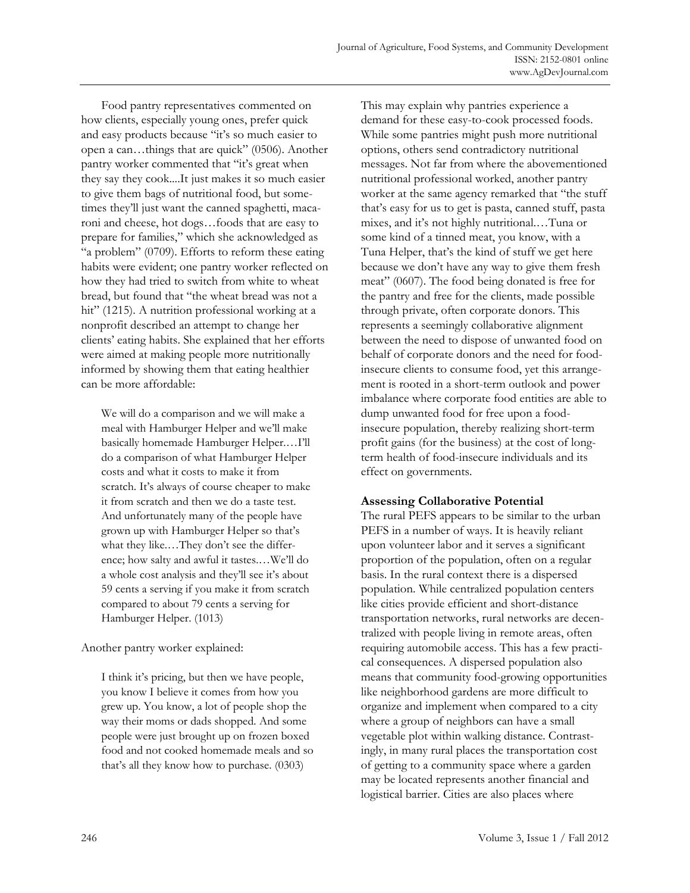Food pantry representatives commented on how clients, especially young ones, prefer quick and easy products because "it's so much easier to open a can…things that are quick" (0506). Another pantry worker commented that "it's great when they say they cook....It just makes it so much easier to give them bags of nutritional food, but sometimes they'll just want the canned spaghetti, macaroni and cheese, hot dogs…foods that are easy to prepare for families," which she acknowledged as "a problem" (0709). Efforts to reform these eating habits were evident; one pantry worker reflected on how they had tried to switch from white to wheat bread, but found that "the wheat bread was not a hit" (1215). A nutrition professional working at a nonprofit described an attempt to change her clients' eating habits. She explained that her efforts were aimed at making people more nutritionally informed by showing them that eating healthier can be more affordable:

> We will do a comparison and we will make a meal with Hamburger Helper and we'll make basically homemade Hamburger Helper.…I'll do a comparison of what Hamburger Helper costs and what it costs to make it from scratch. It's always of course cheaper to make it from scratch and then we do a taste test. And unfortunately many of the people have grown up with Hamburger Helper so that's what they like.…They don't see the difference; how salty and awful it tastes.…We'll do a whole cost analysis and they'll see it's about 59 cents a serving if you make it from scratch compared to about 79 cents a serving for Hamburger Helper. (1013)

Another pantry worker explained:

> I think it's pricing, but then we have people, you know I believe it comes from how you grew up. You know, a lot of people shop the way their moms or dads shopped. And some people were just brought up on frozen boxed food and not cooked homemade meals and so that's all they know how to purchase. (0303)

This may explain why pantries experience a demand for these easy-to-cook processed foods. While some pantries might push more nutritional options, others send contradictory nutritional messages. Not far from where the abovementioned nutritional professional worked, another pantry worker at the same agency remarked that "the stuff that's easy for us to get is pasta, canned stuff, pasta mixes, and it's not highly nutritional.…Tuna or some kind of a tinned meat, you know, with a Tuna Helper, that's the kind of stuff we get here because we don't have any way to give them fresh meat" (0607). The food being donated is free for the pantry and free for the clients, made possible through private, often corporate donors. This represents a seemingly collaborative alignment between the need to dispose of unwanted food on behalf of corporate donors and the need for food-insecure clients to consume food, yet this arrangement is rooted in a short-term outlook and power imbalance where corporate food entities are able to dump unwanted food for free upon a food-insecure population, thereby realizing short-term profit gains (for the business) at the cost of long-term health of food-insecure individuals and its effect on governments.

### Assessing Collaborative Potential

The rural PEFS appears to be similar to the urban PEFS in a number of ways. It is heavily reliant upon volunteer labor and it serves a significant proportion of the population, often on a regular basis. In the rural context there is a dispersed population. While centralized population centers like cities provide efficient and short-distance transportation networks, rural networks are decentralized with people living in remote areas, often requiring automobile access. This has a few practical consequences. A dispersed population also means that community food-growing opportunities like neighborhood gardens are more difficult to organize and implement when compared to a city where a group of neighbors can have a small vegetable plot within walking distance. Contrastingly, in many rural places the transportation cost of getting to a community space where a garden may be located represents another financial and logistical barrier. Cities are also places where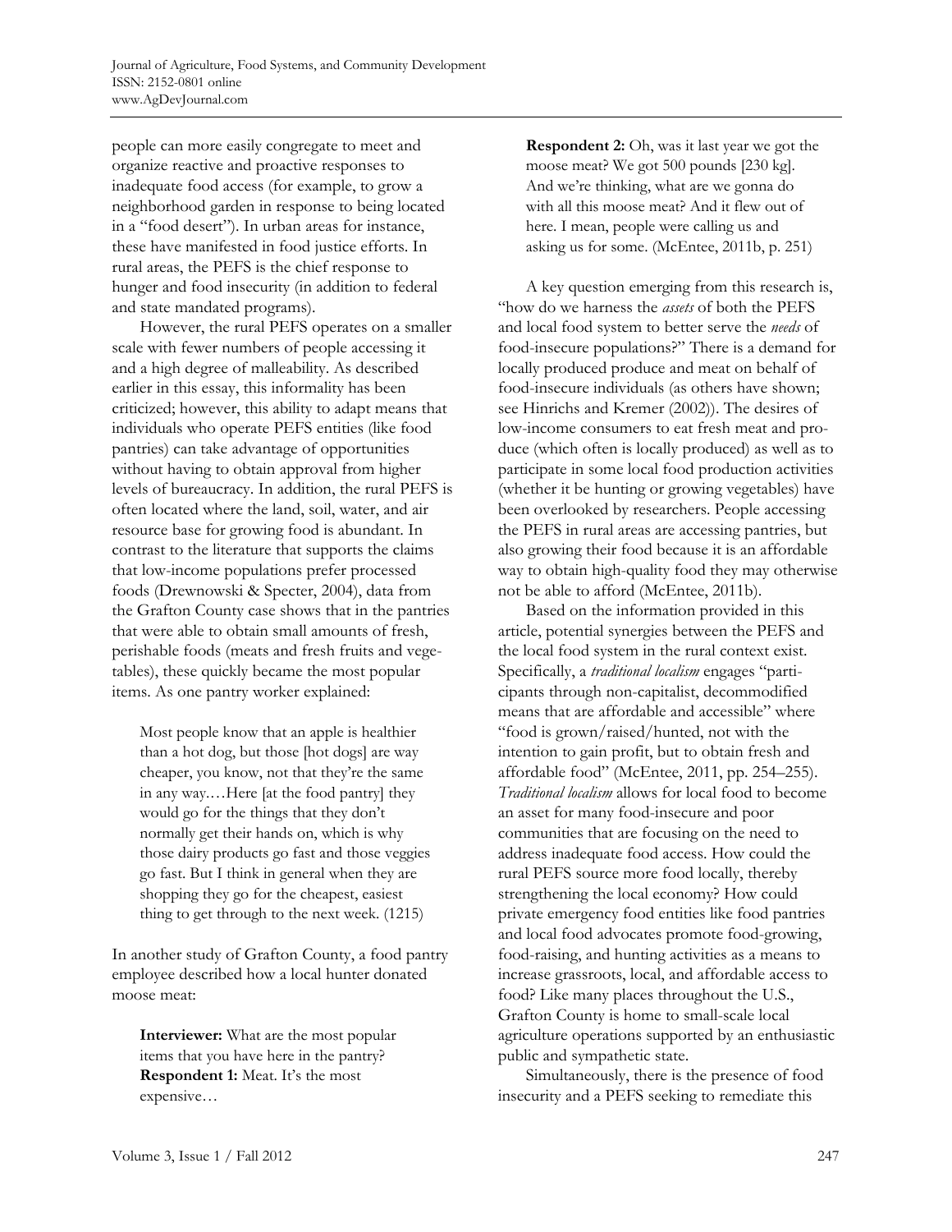people can more easily congregate to meet and organize reactive and proactive responses to inadequate food access (for example, to grow a neighborhood garden in response to being located in a "food desert"). In urban areas for instance, these have manifested in food justice efforts. In rural areas, the PEFS is the chief response to hunger and food insecurity (in addition to federal and state mandated programs).

However, the rural PEFS operates on a smaller scale with fewer numbers of people accessing it and a high degree of malleability. As described earlier in this essay, this informality has been criticized; however, this ability to adapt means that individuals who operate PEFS entities (like food pantries) can take advantage of opportunities without having to obtain approval from higher levels of bureaucracy. In addition, the rural PEFS is often located where the land, soil, water, and air resource base for growing food is abundant. In contrast to the literature that supports the claims that low-income populations prefer processed foods (Drewnowski & Specter, 2004), data from the Grafton County case shows that in the pantries that were able to obtain small amounts of fresh, perishable foods (meats and fresh fruits and vegetables), these quickly became the most popular items. As one pantry worker explained:

> Most people know that an apple is healthier than a hot dog, but those [hot dogs] are way cheaper, you know, not that they're the same in any way.…Here [at the food pantry] they would go for the things that they don't normally get their hands on, which is why those dairy products go fast and those veggies go fast. But I think in general when they are shopping they go for the cheapest, easiest thing to get through to the next week. (1215)

In another study of Grafton County, a food pantry employee described how a local hunter donated moose meat:

> **Interviewer:** What are the most popular items that you have here in the pantry?
> **Respondent 1:** Meat. It's the most expensive…
>
> **Respondent 2:** Oh, was it last year we got the moose meat? We got 500 pounds [230 kg]. And we're thinking, what are we gonna do with all this moose meat? And it flew out of here. I mean, people were calling us and asking us for some. (McEntee, 2011b, p. 251)

A key question emerging from this research is, "how do we harness the *assets* of both the PEFS and local food system to better serve the *needs* of food-insecure populations?" There is a demand for locally produced produce and meat on behalf of food-insecure individuals (as others have shown; see Hinrichs and Kremer (2002)). The desires of low-income consumers to eat fresh meat and produce (which often is locally produced) as well as to participate in some local food production activities (whether it be hunting or growing vegetables) have been overlooked by researchers. People accessing the PEFS in rural areas are accessing pantries, but also growing their food because it is an affordable way to obtain high-quality food they may otherwise not be able to afford (McEntee, 2011b).

Based on the information provided in this article, potential synergies between the PEFS and the local food system in the rural context exist. Specifically, a *traditional localism* engages "participants through non-capitalist, decommodified means that are affordable and accessible" where "food is grown/raised/hunted, not with the intention to gain profit, but to obtain fresh and affordable food" (McEntee, 2011, pp. 254–255). *Traditional localism* allows for local food to become an asset for many food-insecure and poor communities that are focusing on the need to address inadequate food access. How could the rural PEFS source more food locally, thereby strengthening the local economy? How could private emergency food entities like food pantries and local food advocates promote food-growing, food-raising, and hunting activities as a means to increase grassroots, local, and affordable access to food? Like many places throughout the U.S., Grafton County is home to small-scale local agriculture operations supported by an enthusiastic public and sympathetic state.

Simultaneously, there is the presence of food insecurity and a PEFS seeking to remediate this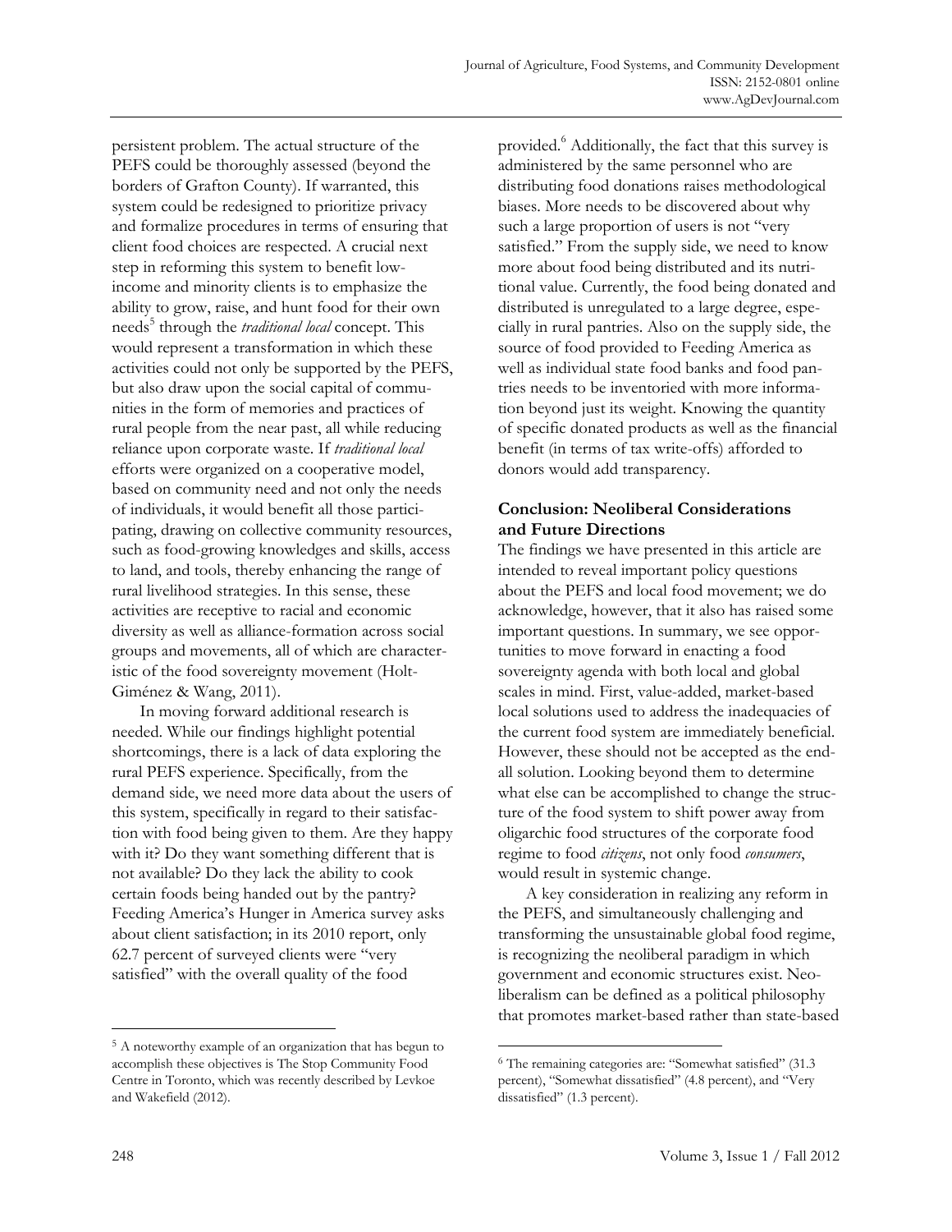persistent problem. The actual structure of the PEFS could be thoroughly assessed (beyond the borders of Grafton County). If warranted, this system could be redesigned to prioritize privacy and formalize procedures in terms of ensuring that client food choices are respected. A crucial next step in reforming this system to benefit low-income and minority clients is to emphasize the ability to grow, raise, and hunt food for their own needs[5] through the *traditional local* concept. This would represent a transformation in which these activities could not only be supported by the PEFS, but also draw upon the social capital of communities in the form of memories and practices of rural people from the near past, all while reducing reliance upon corporate waste. If *traditional local* efforts were organized on a cooperative model, based on community need and not only the needs of individuals, it would benefit all those participating, drawing on collective community resources, such as food-growing knowledges and skills, access to land, and tools, thereby enhancing the range of rural livelihood strategies. In this sense, these activities are receptive to racial and economic diversity as well as alliance-formation across social groups and movements, all of which are characteristic of the food sovereignty movement (Holt-Giménez & Wang, 2011).

In moving forward additional research is needed. While our findings highlight potential shortcomings, there is a lack of data exploring the rural PEFS experience. Specifically, from the demand side, we need more data about the users of this system, specifically in regard to their satisfaction with food being given to them. Are they happy with it? Do they want something different that is not available? Do they lack the ability to cook certain foods being handed out by the pantry? Feeding America's Hunger in America survey asks about client satisfaction; in its 2010 report, only 62.7 percent of surveyed clients were "very satisfied" with the overall quality of the food provided.[6] Additionally, the fact that this survey is administered by the same personnel who are distributing food donations raises methodological biases. More needs to be discovered about why such a large proportion of users is not "very satisfied." From the supply side, we need to know more about food being distributed and its nutritional value. Currently, the food being donated and distributed is unregulated to a large degree, especially in rural pantries. Also on the supply side, the source of food provided to Feeding America as well as individual state food banks and food pantries needs to be inventoried with more information beyond just its weight. Knowing the quantity of specific donated products as well as the financial benefit (in terms of tax write-offs) afforded to donors would add transparency.

## Conclusion: Neoliberal Considerations and Future Directions

The findings we have presented in this article are intended to reveal important policy questions about the PEFS and local food movement; we do acknowledge, however, that it also has raised some important questions. In summary, we see opportunities to move forward in enacting a food sovereignty agenda with both local and global scales in mind. First, value-added, market-based local solutions used to address the inadequacies of the current food system are immediately beneficial. However, these should not be accepted as the end-all solution. Looking beyond them to determine what else can be accomplished to change the structure of the food system to shift power away from oligarchic food structures of the corporate food regime to food *citizens*, not only food *consumers*, would result in systemic change.

A key consideration in realizing any reform in the PEFS, and simultaneously challenging and transforming the unsustainable global food regime, is recognizing the neoliberal paradigm in which government and economic structures exist. Neoliberalism can be defined as a political philosophy that promotes market-based rather than state-based

---

[5] A noteworthy example of an organization that has begun to accomplish these objectives is The Stop Community Food Centre in Toronto, which was recently described by Levkoe and Wakefield (2012).

[6] The remaining categories are: "Somewhat satisfied" (31.3 percent), "Somewhat dissatisfied" (4.8 percent), and "Very dissatisfied" (1.3 percent).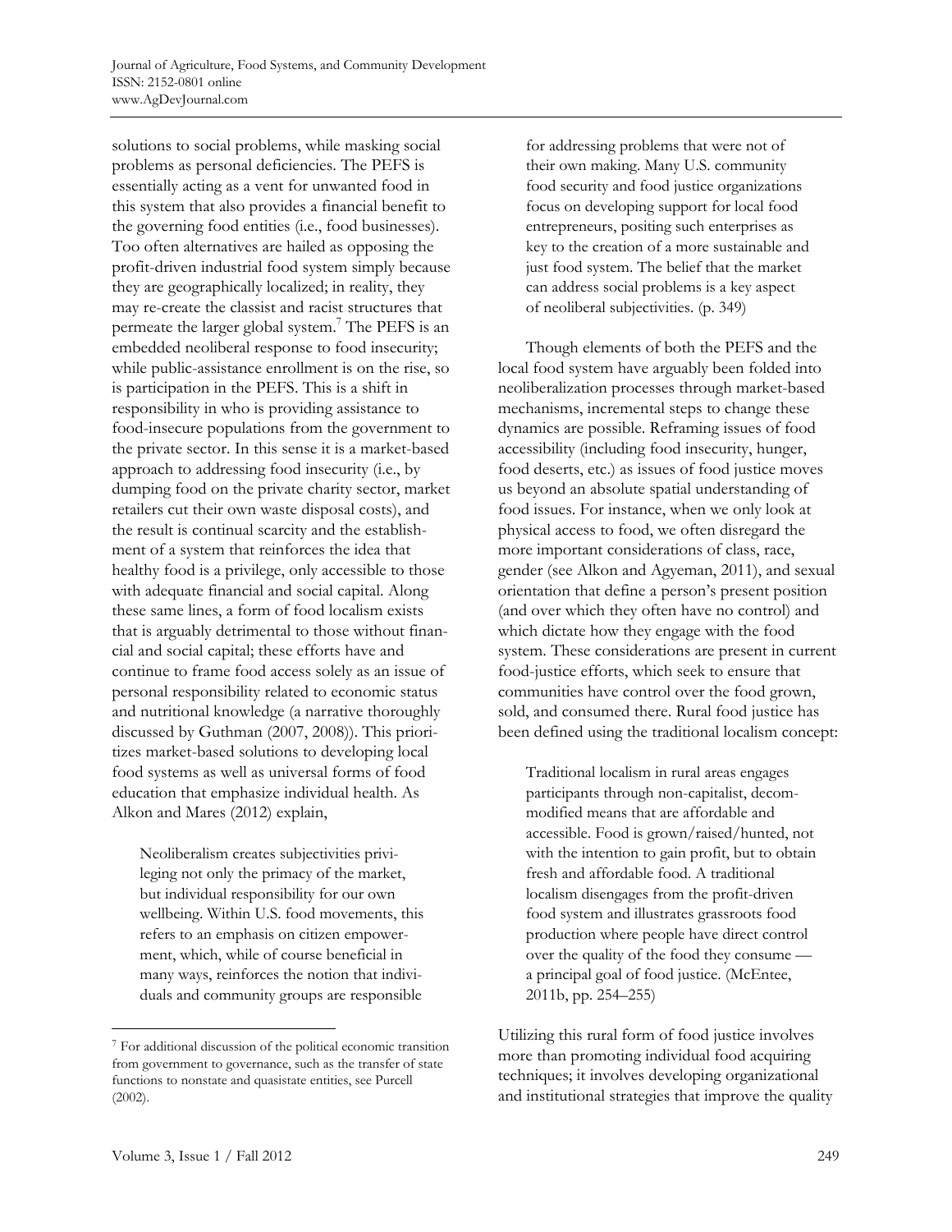solutions to social problems, while masking social problems as personal deficiencies. The PEFS is essentially acting as a vent for unwanted food in this system that also provides a financial benefit to the governing food entities (i.e., food businesses). Too often alternatives are hailed as opposing the profit-driven industrial food system simply because they are geographically localized; in reality, they may re-create the classist and racist structures that permeate the larger global system.[7] The PEFS is an embedded neoliberal response to food insecurity; while public-assistance enrollment is on the rise, so is participation in the PEFS. This is a shift in responsibility in who is providing assistance to food-insecure populations from the government to the private sector. In this sense it is a market-based approach to addressing food insecurity (i.e., by dumping food on the private charity sector, market retailers cut their own waste disposal costs), and the result is continual scarcity and the establishment of a system that reinforces the idea that healthy food is a privilege, only accessible to those with adequate financial and social capital. Along these same lines, a form of food localism exists that is arguably detrimental to those without financial and social capital; these efforts have and continue to frame food access solely as an issue of personal responsibility related to economic status and nutritional knowledge (a narrative thoroughly discussed by Guthman (2007, 2008)). This prioritizes market-based solutions to developing local food systems as well as universal forms of food education that emphasize individual health. As Alkon and Mares (2012) explain,

> Neoliberalism creates subjectivities privileging not only the primacy of the market, but individual responsibility for our own wellbeing. Within U.S. food movements, this refers to an emphasis on citizen empowerment, which, while of course beneficial in many ways, reinforces the notion that individuals and community groups are responsible for addressing problems that were not of their own making. Many U.S. community food security and food justice organizations focus on developing support for local food entrepreneurs, positing such enterprises as key to the creation of a more sustainable and just food system. The belief that the market can address social problems is a key aspect of neoliberal subjectivities. (p. 349)

Though elements of both the PEFS and the local food system have arguably been folded into neoliberalization processes through market-based mechanisms, incremental steps to change these dynamics are possible. Reframing issues of food accessibility (including food insecurity, hunger, food deserts, etc.) as issues of food justice moves us beyond an absolute spatial understanding of food issues. For instance, when we only look at physical access to food, we often disregard the more important considerations of class, race, gender (see Alkon and Agyeman, 2011), and sexual orientation that define a person's present position (and over which they often have no control) and which dictate how they engage with the food system. These considerations are present in current food-justice efforts, which seek to ensure that communities have control over the food grown, sold, and consumed there. Rural food justice has been defined using the traditional localism concept:

> Traditional localism in rural areas engages participants through non-capitalist, decommodified means that are affordable and accessible. Food is grown/raised/hunted, not with the intention to gain profit, but to obtain fresh and affordable food. A traditional localism disengages from the profit-driven food system and illustrates grassroots food production where people have direct control over the quality of the food they consume — a principal goal of food justice. (McEntee, 2011b, pp. 254–255)

Utilizing this rural form of food justice involves more than promoting individual food acquiring techniques; it involves developing organizational and institutional strategies that improve the quality

[7] For additional discussion of the political economic transition from government to governance, such as the transfer of state functions to nonstate and quasistate entities, see Purcell (2002).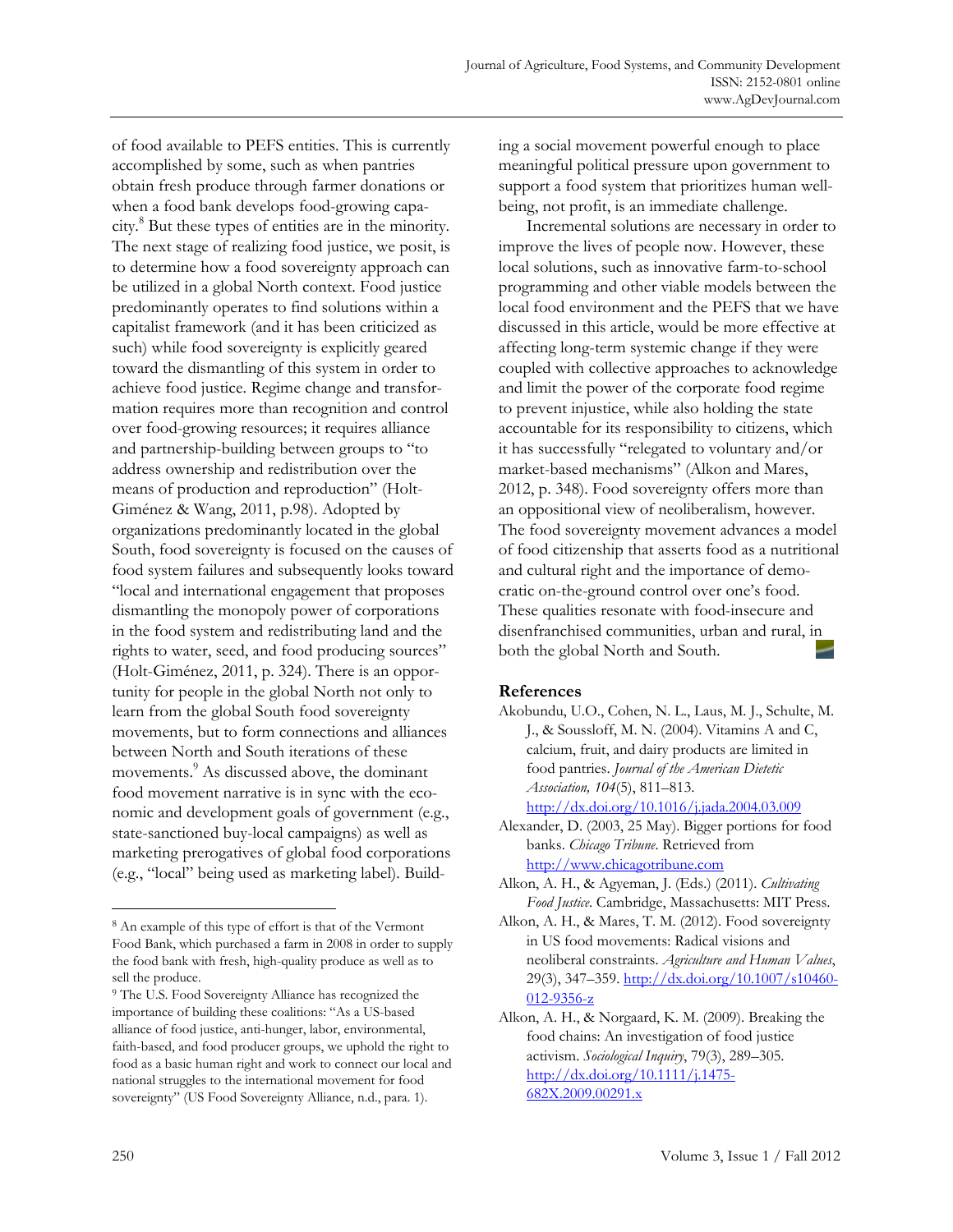of food available to PEFS entities. This is currently accomplished by some, such as when pantries obtain fresh produce through farmer donations or when a food bank develops food-growing capacity.[8] But these types of entities are in the minority. The next stage of realizing food justice, we posit, is to determine how a food sovereignty approach can be utilized in a global North context. Food justice predominantly operates to find solutions within a capitalist framework (and it has been criticized as such) while food sovereignty is explicitly geared toward the dismantling of this system in order to achieve food justice. Regime change and transformation requires more than recognition and control over food-growing resources; it requires alliance and partnership-building between groups to "to address ownership and redistribution over the means of production and reproduction" (Holt-Giménez & Wang, 2011, p.98). Adopted by organizations predominantly located in the global South, food sovereignty is focused on the causes of food system failures and subsequently looks toward "local and international engagement that proposes dismantling the monopoly power of corporations in the food system and redistributing land and the rights to water, seed, and food producing sources" (Holt-Giménez, 2011, p. 324). There is an opportunity for people in the global North not only to learn from the global South food sovereignty movements, but to form connections and alliances between North and South iterations of these movements.[9] As discussed above, the dominant food movement narrative is in sync with the economic and development goals of government (e.g., state-sanctioned buy-local campaigns) as well as marketing prerogatives of global food corporations (e.g., "local" being used as marketing label). Building a social movement powerful enough to place meaningful political pressure upon government to support a food system that prioritizes human well-being, not profit, is an immediate challenge.

Incremental solutions are necessary in order to improve the lives of people now. However, these local solutions, such as innovative farm-to-school programming and other viable models between the local food environment and the PEFS that we have discussed in this article, would be more effective at affecting long-term systemic change if they were coupled with collective approaches to acknowledge and limit the power of the corporate food regime to prevent injustice, while also holding the state accountable for its responsibility to citizens, which it has successfully "relegated to voluntary and/or market-based mechanisms" (Alkon and Mares, 2012, p. 348). Food sovereignty offers more than an oppositional view of neoliberalism, however. The food sovereignty movement advances a model of food citizenship that asserts food as a nutritional and cultural right and the importance of democratic on-the-ground control over one's food. These qualities resonate with food-insecure and disenfranchised communities, urban and rural, in both the global North and South.

[8] An example of this type of effort is that of the Vermont Food Bank, which purchased a farm in 2008 in order to supply the food bank with fresh, high-quality produce as well as to sell the produce.

[9] The U.S. Food Sovereignty Alliance has recognized the importance of building these coalitions: "As a US-based alliance of food justice, anti-hunger, labor, environmental, faith-based, and food producer groups, we uphold the right to food as a basic human right and work to connect our local and national struggles to the international movement for food sovereignty" (US Food Sovereignty Alliance, n.d., para. 1).

## References

Akobundu, U.O., Cohen, N. L., Laus, M. J., Schulte, M. J., & Soussloff, M. N. (2004). Vitamins A and C, calcium, fruit, and dairy products are limited in food pantries. *Journal of the American Dietetic Association, 104*(5), 811–813. http://dx.doi.org/10.1016/j.jada.2004.03.009

Alexander, D. (2003, 25 May). Bigger portions for food banks. *Chicago Tribune*. Retrieved from http://www.chicagotribune.com

Alkon, A. H., & Agyeman, J. (Eds.) (2011). *Cultivating Food Justice*. Cambridge, Massachusetts: MIT Press.

Alkon, A. H., & Mares, T. M. (2012). Food sovereignty in US food movements: Radical visions and neoliberal constraints. *Agriculture and Human Values*, 29(3), 347–359. http://dx.doi.org/10.1007/s10460-012-9356-z

Alkon, A. H., & Norgaard, K. M. (2009). Breaking the food chains: An investigation of food justice activism. *Sociological Inquiry*, 79(3), 289–305. http://dx.doi.org/10.1111/j.1475-682X.2009.00291.x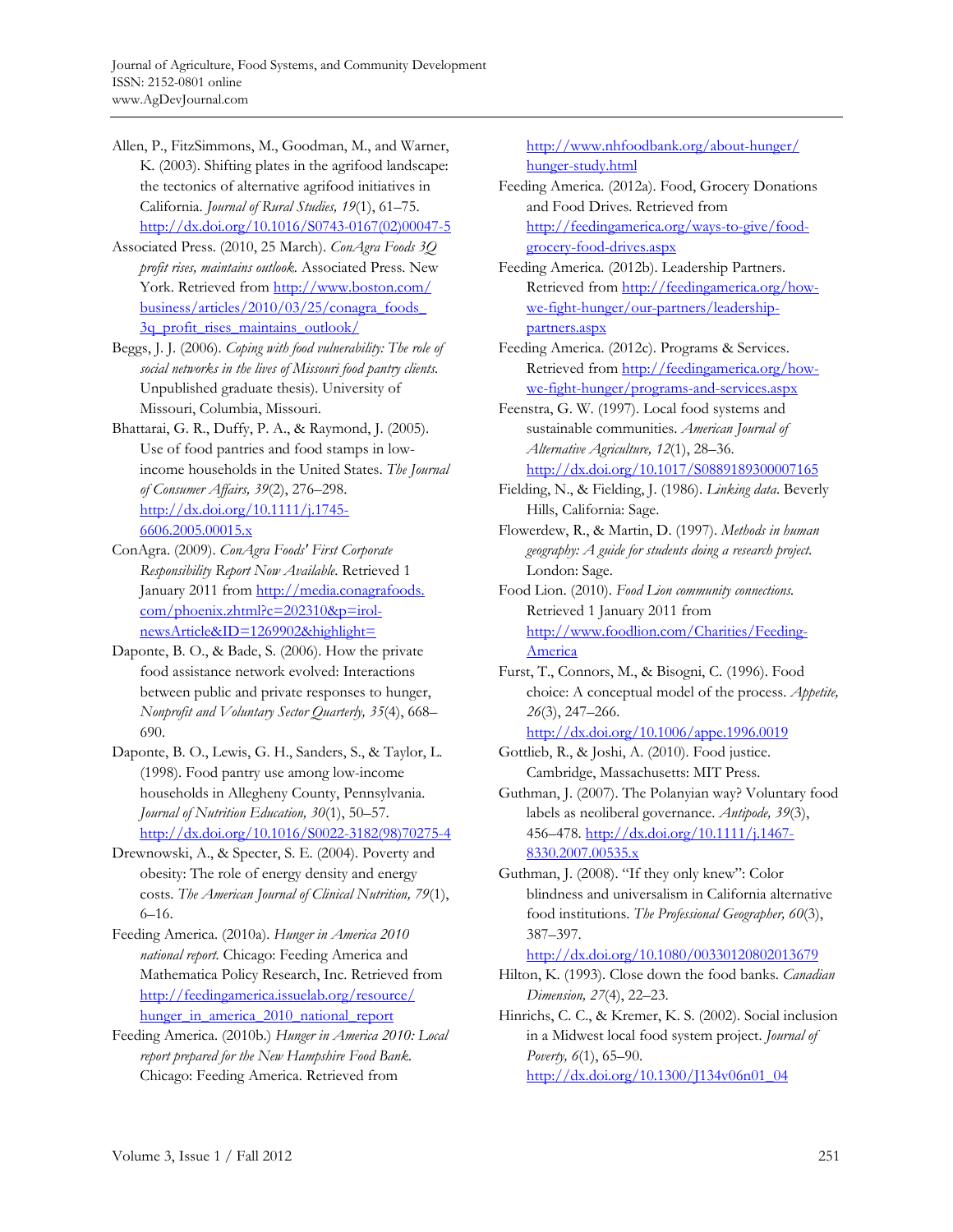Allen, P., FitzSimmons, M., Goodman, M., and Warner, K. (2003). Shifting plates in the agrifood landscape: the tectonics of alternative agrifood initiatives in California. *Journal of Rural Studies, 19*(1), 61–75. http://dx.doi.org/10.1016/S0743-0167(02)00047-5

Associated Press. (2010, 25 March). *ConAgra Foods 3Q profit rises, maintains outlook.* Associated Press. New York. Retrieved from http://www.boston.com/business/articles/2010/03/25/conagra_foods_3q_profit_rises_maintains_outlook/

Beggs, J. J. (2006). *Coping with food vulnerability: The role of social networks in the lives of Missouri food pantry clients.* Unpublished graduate thesis). University of Missouri, Columbia, Missouri.

Bhattarai, G. R., Duffy, P. A., & Raymond, J. (2005). Use of food pantries and food stamps in low-income households in the United States. *The Journal of Consumer Affairs, 39*(2), 276–298. http://dx.doi.org/10.1111/j.1745-6606.2005.00015.x

ConAgra. (2009). *ConAgra Foods' First Corporate Responsibility Report Now Available.* Retrieved 1 January 2011 from http://media.conagrafoods.com/phoenix.zhtml?c=202310&p=irol-newsArticle&ID=1269902&highlight=

Daponte, B. O., & Bade, S. (2006). How the private food assistance network evolved: Interactions between public and private responses to hunger, *Nonprofit and Voluntary Sector Quarterly, 35*(4), 668–690.

Daponte, B. O., Lewis, G. H., Sanders, S., & Taylor, L. (1998). Food pantry use among low-income households in Allegheny County, Pennsylvania. *Journal of Nutrition Education, 30*(1), 50–57. http://dx.doi.org/10.1016/S0022-3182(98)70275-4

Drewnowski, A., & Specter, S. E. (2004). Poverty and obesity: The role of energy density and energy costs. *The American Journal of Clinical Nutrition, 79*(1), 6–16.

Feeding America. (2010a). *Hunger in America 2010 national report.* Chicago: Feeding America and Mathematica Policy Research, Inc. Retrieved from http://feedingamerica.issuelab.org/resource/hunger_in_america_2010_national_report

Feeding America. (2010b.) *Hunger in America 2010: Local report prepared for the New Hampshire Food Bank.* Chicago: Feeding America. Retrieved from http://www.nhfoodbank.org/about-hunger/hunger-study.html

Feeding America. (2012a). Food, Grocery Donations and Food Drives. Retrieved from http://feedingamerica.org/ways-to-give/food-grocery-food-drives.aspx

Feeding America. (2012b). Leadership Partners. Retrieved from http://feedingamerica.org/how-we-fight-hunger/our-partners/leadership-partners.aspx

Feeding America. (2012c). Programs & Services. Retrieved from http://feedingamerica.org/how-we-fight-hunger/programs-and-services.aspx

Feenstra, G. W. (1997). Local food systems and sustainable communities. *American Journal of Alternative Agriculture, 12*(1), 28–36. http://dx.doi.org/10.1017/S0889189300007165

Fielding, N., & Fielding, J. (1986). *Linking data.* Beverly Hills, California: Sage.

Flowerdew, R., & Martin, D. (1997). *Methods in human geography: A guide for students doing a research project.* London: Sage.

Food Lion. (2010). *Food Lion community connections.* Retrieved 1 January 2011 from http://www.foodlion.com/Charities/Feeding-America

Furst, T., Connors, M., & Bisogni, C. (1996). Food choice: A conceptual model of the process. *Appetite, 26*(3), 247–266. http://dx.doi.org/10.1006/appe.1996.0019

Gottlieb, R., & Joshi, A. (2010). Food justice. Cambridge, Massachusetts: MIT Press.

Guthman, J. (2007). The Polanyian way? Voluntary food labels as neoliberal governance. *Antipode, 39*(3), 456–478. http://dx.doi.org/10.1111/j.1467-8330.2007.00535.x

Guthman, J. (2008). "If they only knew": Color blindness and universalism in California alternative food institutions. *The Professional Geographer, 60*(3), 387–397. http://dx.doi.org/10.1080/00330120802013679

Hilton, K. (1993). Close down the food banks. *Canadian Dimension, 27*(4), 22–23.

Hinrichs, C. C., & Kremer, K. S. (2002). Social inclusion in a Midwest local food system project. *Journal of Poverty, 6*(1), 65–90. http://dx.doi.org/10.1300/J134v06n01_04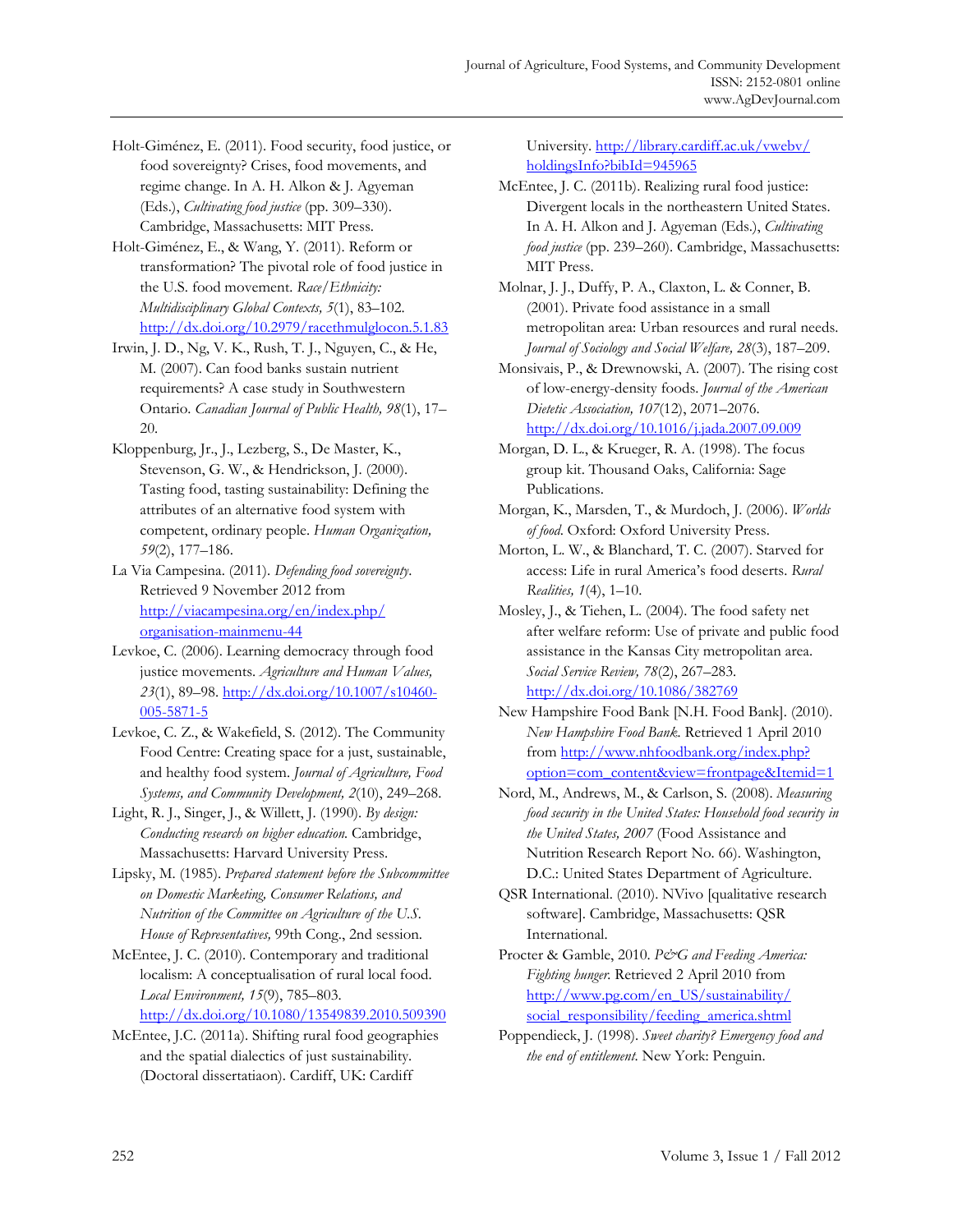Holt-Giménez, E. (2011). Food security, food justice, or food sovereignty? Crises, food movements, and regime change. In A. H. Alkon & J. Agyeman (Eds.), *Cultivating food justice* (pp. 309–330). Cambridge, Massachusetts: MIT Press.

Holt-Giménez, E., & Wang, Y. (2011). Reform or transformation? The pivotal role of food justice in the U.S. food movement. *Race/Ethnicity: Multidisciplinary Global Contexts, 5*(1), 83–102. http://dx.doi.org/10.2979/racethmulglocon.5.1.83

Irwin, J. D., Ng, V. K., Rush, T. J., Nguyen, C., & He, M. (2007). Can food banks sustain nutrient requirements? A case study in Southwestern Ontario. *Canadian Journal of Public Health, 98*(1), 17–20.

Kloppenburg, Jr., J., Lezberg, S., De Master, K., Stevenson, G. W., & Hendrickson, J. (2000). Tasting food, tasting sustainability: Defining the attributes of an alternative food system with competent, ordinary people. *Human Organization, 59*(2), 177–186.

La Via Campesina. (2011). *Defending food sovereignty*. Retrieved 9 November 2012 from http://viacampesina.org/en/index.php/organisation-mainmenu-44

Levkoe, C. (2006). Learning democracy through food justice movements. *Agriculture and Human Values, 23*(1), 89–98. http://dx.doi.org/10.1007/s10460-005-5871-5

Levkoe, C. Z., & Wakefield, S. (2012). The Community Food Centre: Creating space for a just, sustainable, and healthy food system. *Journal of Agriculture, Food Systems, and Community Development, 2*(10), 249–268.

Light, R. J., Singer, J., & Willett, J. (1990). *By design: Conducting research on higher education*. Cambridge, Massachusetts: Harvard University Press.

Lipsky, M. (1985). *Prepared statement before the Subcommittee on Domestic Marketing, Consumer Relations, and Nutrition of the Committee on Agriculture of the U.S. House of Representatives,* 99th Cong., 2nd session.

McEntee, J. C. (2010). Contemporary and traditional localism: A conceptualisation of rural local food. *Local Environment, 15*(9), 785–803. http://dx.doi.org/10.1080/13549839.2010.509390

McEntee, J.C. (2011a). Shifting rural food geographies and the spatial dialectics of just sustainability. (Doctoral dissertatiaon). Cardiff, UK: Cardiff University. http://library.cardiff.ac.uk/vwebv/holdingsInfo?bibId=945965

McEntee, J. C. (2011b). Realizing rural food justice: Divergent locals in the northeastern United States. In A. H. Alkon and J. Agyeman (Eds.), *Cultivating food justice* (pp. 239–260). Cambridge, Massachusetts: MIT Press.

Molnar, J. J., Duffy, P. A., Claxton, L. & Conner, B. (2001). Private food assistance in a small metropolitan area: Urban resources and rural needs. *Journal of Sociology and Social Welfare, 28*(3), 187–209.

Monsivais, P., & Drewnowski, A. (2007). The rising cost of low-energy-density foods. *Journal of the American Dietetic Association, 107*(12), 2071–2076. http://dx.doi.org/10.1016/j.jada.2007.09.009

Morgan, D. L., & Krueger, R. A. (1998). The focus group kit. Thousand Oaks, California: Sage Publications.

Morgan, K., Marsden, T., & Murdoch, J. (2006). *Worlds of food*. Oxford: Oxford University Press.

Morton, L. W., & Blanchard, T. C. (2007). Starved for access: Life in rural America's food deserts. *Rural Realities, 1*(4), 1–10.

Mosley, J., & Tiehen, L. (2004). The food safety net after welfare reform: Use of private and public food assistance in the Kansas City metropolitan area. *Social Service Review, 78*(2), 267–283. http://dx.doi.org/10.1086/382769

New Hampshire Food Bank [N.H. Food Bank]. (2010). *New Hampshire Food Bank*. Retrieved 1 April 2010 from http://www.nhfoodbank.org/index.php?option=com_content&view=frontpage&Itemid=1

Nord, M., Andrews, M., & Carlson, S. (2008). *Measuring food security in the United States: Household food security in the United States, 2007* (Food Assistance and Nutrition Research Report No. 66). Washington, D.C.: United States Department of Agriculture.

QSR International. (2010). NVivo [qualitative research software]. Cambridge, Massachusetts: QSR International.

Procter & Gamble, 2010. *P&G and Feeding America: Fighting hunger*. Retrieved 2 April 2010 from http://www.pg.com/en_US/sustainability/social_responsibility/feeding_america.shtml

Poppendieck, J. (1998). *Sweet charity? Emergency food and the end of entitlement*. New York: Penguin.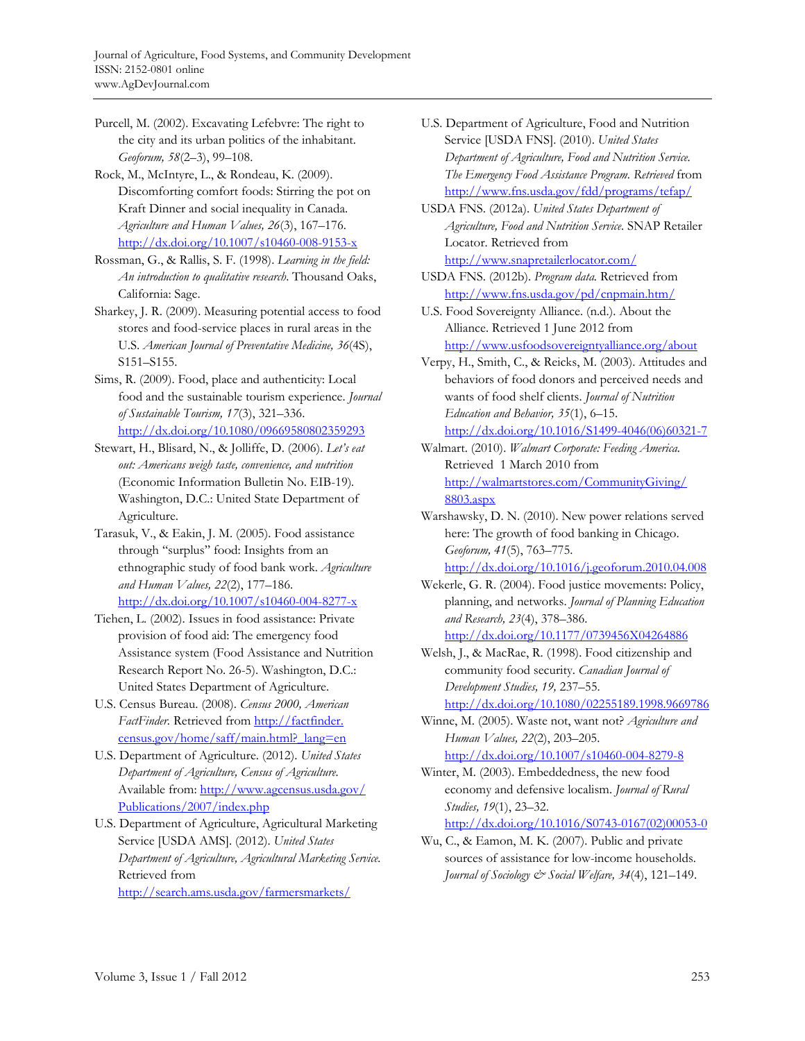Purcell, M. (2002). Excavating Lefebvre: The right to the city and its urban politics of the inhabitant. *Geoforum, 58*(2–3), 99–108.

Rock, M., McIntyre, L., & Rondeau, K. (2009). Discomforting comfort foods: Stirring the pot on Kraft Dinner and social inequality in Canada. *Agriculture and Human Values, 26*(3), 167–176. http://dx.doi.org/10.1007/s10460-008-9153-x

Rossman, G., & Rallis, S. F. (1998). *Learning in the field: An introduction to qualitative research*. Thousand Oaks, California: Sage.

Sharkey, J. R. (2009). Measuring potential access to food stores and food-service places in rural areas in the U.S. *American Journal of Preventative Medicine, 36*(4S), S151–S155.

Sims, R. (2009). Food, place and authenticity: Local food and the sustainable tourism experience. *Journal of Sustainable Tourism, 17*(3), 321–336. http://dx.doi.org/10.1080/09669580802359293

Stewart, H., Blisard, N., & Jolliffe, D. (2006). *Let's eat out: Americans weigh taste, convenience, and nutrition* (Economic Information Bulletin No. EIB-19). Washington, D.C.: United State Department of Agriculture.

Tarasuk, V., & Eakin, J. M. (2005). Food assistance through "surplus" food: Insights from an ethnographic study of food bank work. *Agriculture and Human Values, 22*(2), 177–186. http://dx.doi.org/10.1007/s10460-004-8277-x

Tiehen, L. (2002). Issues in food assistance: Private provision of food aid: The emergency food Assistance system (Food Assistance and Nutrition Research Report No. 26-5). Washington, D.C.: United States Department of Agriculture.

U.S. Census Bureau. (2008). *Census 2000, American FactFinder.* Retrieved from http://factfinder.census.gov/home/saff/main.html?_lang=en

U.S. Department of Agriculture. (2012). *United States Department of Agriculture, Census of Agriculture.* Available from: http://www.agcensus.usda.gov/Publications/2007/index.php

U.S. Department of Agriculture, Agricultural Marketing Service [USDA AMS]. (2012). *United States Department of Agriculture, Agricultural Marketing Service.* Retrieved from http://search.ams.usda.gov/farmersmarkets/

U.S. Department of Agriculture, Food and Nutrition Service [USDA FNS]. (2010). *United States Department of Agriculture, Food and Nutrition Service. The Emergency Food Assistance Program. Retrieved* from http://www.fns.usda.gov/fdd/programs/tefap/

USDA FNS. (2012a). *United States Department of Agriculture, Food and Nutrition Service*. SNAP Retailer Locator. Retrieved from http://www.snapretailerlocator.com/

USDA FNS. (2012b). *Program data.* Retrieved from http://www.fns.usda.gov/pd/cnpmain.htm/

U.S. Food Sovereignty Alliance. (n.d.). About the Alliance. Retrieved 1 June 2012 from http://www.usfoodsovereigntyalliance.org/about

Verpy, H., Smith, C., & Reicks, M. (2003). Attitudes and behaviors of food donors and perceived needs and wants of food shelf clients. *Journal of Nutrition Education and Behavior, 35*(1), 6–15. http://dx.doi.org/10.1016/S1499-4046(06)60321-7

Walmart. (2010). *Walmart Corporate: Feeding America.* Retrieved 1 March 2010 from http://walmartstores.com/CommunityGiving/8803.aspx

Warshawsky, D. N. (2010). New power relations served here: The growth of food banking in Chicago. *Geoforum, 41*(5), 763–775. http://dx.doi.org/10.1016/j.geoforum.2010.04.008

Wekerle, G. R. (2004). Food justice movements: Policy, planning, and networks. *Journal of Planning Education and Research, 23*(4), 378–386. http://dx.doi.org/10.1177/0739456X04264886

Welsh, J., & MacRae, R. (1998). Food citizenship and community food security. *Canadian Journal of Development Studies, 19,* 237–55. http://dx.doi.org/10.1080/02255189.1998.9669786

Winne, M. (2005). Waste not, want not? *Agriculture and Human Values, 22*(2), 203–205. http://dx.doi.org/10.1007/s10460-004-8279-8

Winter, M. (2003). Embeddedness, the new food economy and defensive localism. *Journal of Rural Studies, 19*(1), 23–32. http://dx.doi.org/10.1016/S0743-0167(02)00053-0

Wu, C., & Eamon, M. K. (2007). Public and private sources of assistance for low-income households. *Journal of Sociology & Social Welfare, 34*(4), 121–149.